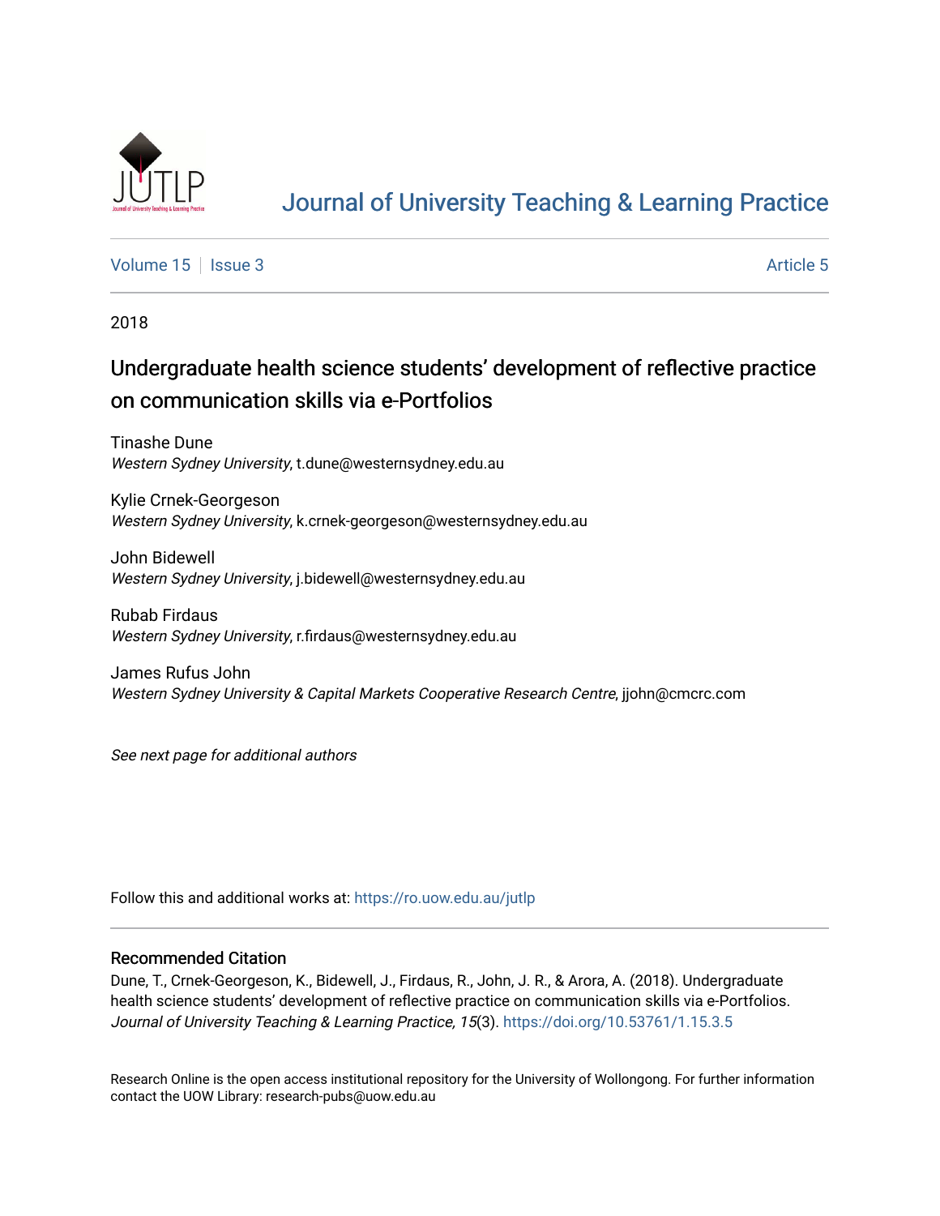# Journal of University Teaching & Learning Practice

Volume 15 | Issue 3 | Article 5

2018

## Undergraduate health science students' development of reflective practice on communication skills via e-Portfolios

Tinashe Dune
*Western Sydney University*, t.dune@westernsydney.edu.au

Kylie Crnek-Georgeson
*Western Sydney University*, k.crnek-georgeson@westernsydney.edu.au

John Bidewell
*Western Sydney University*, j.bidewell@westernsydney.edu.au

Rubab Firdaus
*Western Sydney University*, r.firdaus@westernsydney.edu.au

James Rufus John
*Western Sydney University & Capital Markets Cooperative Research Centre*, jjohn@cmcrc.com

*See next page for additional authors*

Follow this and additional works at: https://ro.uow.edu.au/jutlp

### Recommended Citation

Dune, T., Crnek-Georgeson, K., Bidewell, J., Firdaus, R., John, J. R., & Arora, A. (2018). Undergraduate health science students' development of reflective practice on communication skills via e-Portfolios. *Journal of University Teaching & Learning Practice, 15*(3). https://doi.org/10.53761/1.15.3.5

Research Online is the open access institutional repository for the University of Wollongong. For further information contact the UOW Library: research-pubs@uow.edu.au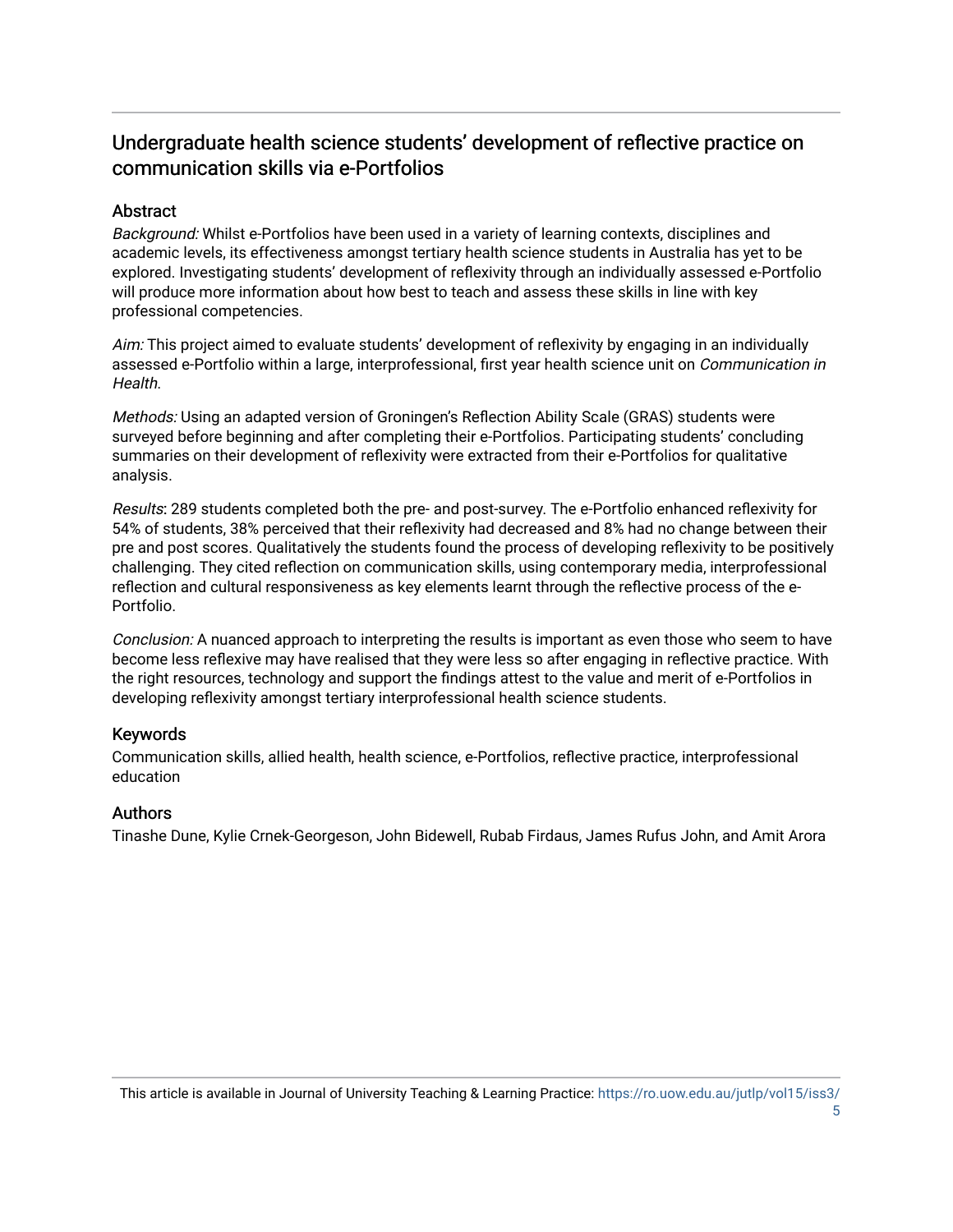# Undergraduate health science students' development of reflective practice on communication skills via e-Portfolios

## Abstract

*Background:* Whilst e-Portfolios have been used in a variety of learning contexts, disciplines and academic levels, its effectiveness amongst tertiary health science students in Australia has yet to be explored. Investigating students' development of reflexivity through an individually assessed e-Portfolio will produce more information about how best to teach and assess these skills in line with key professional competencies.

*Aim:* This project aimed to evaluate students' development of reflexivity by engaging in an individually assessed e-Portfolio within a large, interprofessional, first year health science unit on *Communication in Health.*

*Methods:* Using an adapted version of Groningen's Reflection Ability Scale (GRAS) students were surveyed before beginning and after completing their e-Portfolios. Participating students' concluding summaries on their development of reflexivity were extracted from their e-Portfolios for qualitative analysis.

*Results*: 289 students completed both the pre- and post-survey. The e-Portfolio enhanced reflexivity for 54% of students, 38% perceived that their reflexivity had decreased and 8% had no change between their pre and post scores. Qualitatively the students found the process of developing reflexivity to be positively challenging. They cited reflection on communication skills, using contemporary media, interprofessional reflection and cultural responsiveness as key elements learnt through the reflective process of the e-Portfolio.

*Conclusion:* A nuanced approach to interpreting the results is important as even those who seem to have become less reflexive may have realised that they were less so after engaging in reflective practice. With the right resources, technology and support the findings attest to the value and merit of e-Portfolios in developing reflexivity amongst tertiary interprofessional health science students.

## Keywords

Communication skills, allied health, health science, e-Portfolios, reflective practice, interprofessional education

## Authors

Tinashe Dune, Kylie Crnek-Georgeson, John Bidewell, Rubab Firdaus, James Rufus John, and Amit Arora

This article is available in Journal of University Teaching & Learning Practice: https://ro.uow.edu.au/jutlp/vol15/iss3/5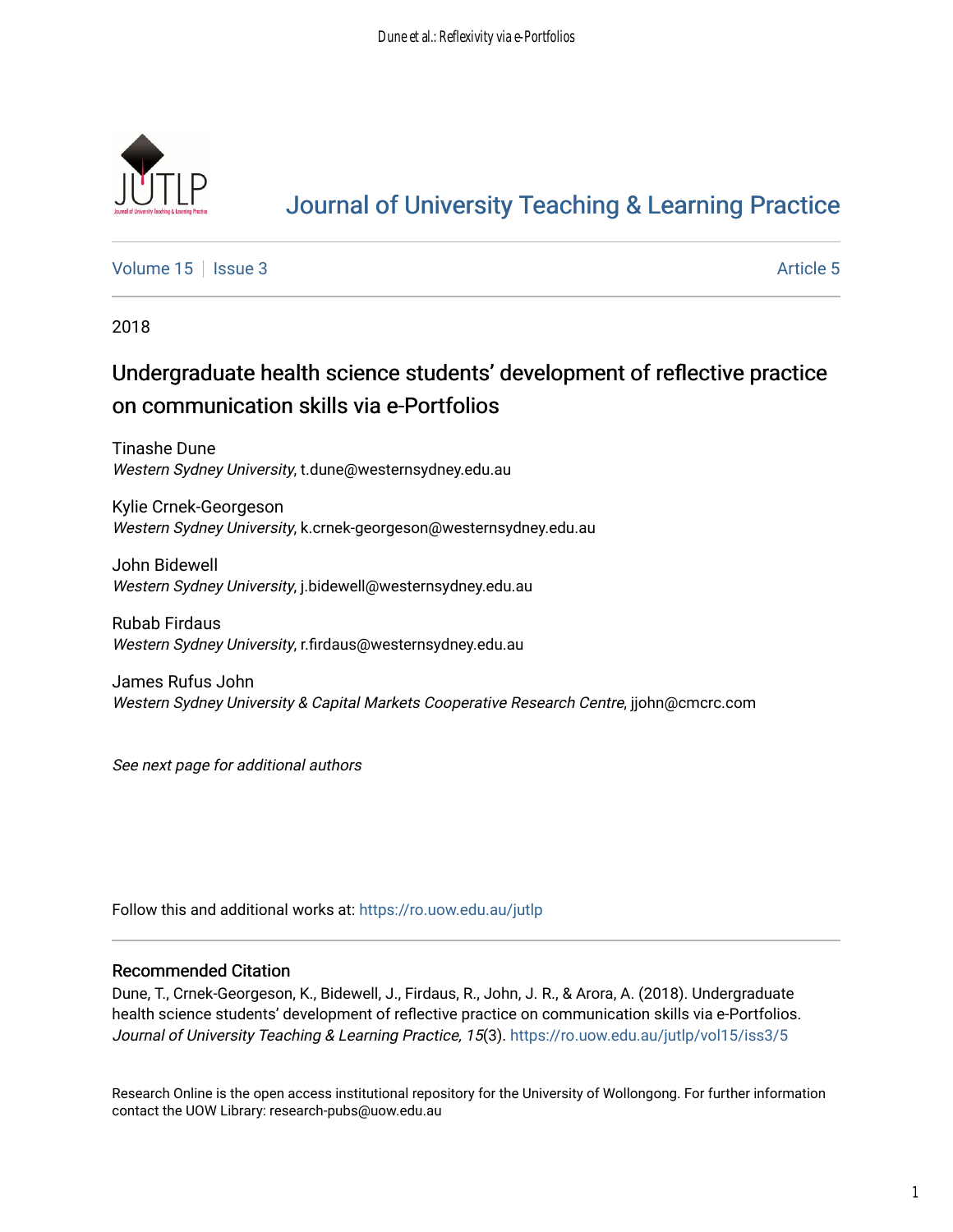# Undergraduate health science students' development of reflective practice on communication skills via e-Portfolios

Tinashe Dune
*Western Sydney University*, t.dune@westernsydney.edu.au

Kylie Crnek-Georgeson
*Western Sydney University*, k.crnek-georgeson@westernsydney.edu.au

John Bidewell
*Western Sydney University*, j.bidewell@westernsydney.edu.au

Rubab Firdaus
*Western Sydney University*, r.firdaus@westernsydney.edu.au

James Rufus John
*Western Sydney University & Capital Markets Cooperative Research Centre*, jjohn@cmcrc.com

*See next page for additional authors*

Follow this and additional works at: https://ro.uow.edu.au/jutlp

## Recommended Citation

Dune, T., Crnek-Georgeson, K., Bidewell, J., Firdaus, R., John, J. R., & Arora, A. (2018). Undergraduate health science students' development of reflective practice on communication skills via e-Portfolios. *Journal of University Teaching & Learning Practice, 15*(3). https://ro.uow.edu.au/jutlp/vol15/iss3/5

Research Online is the open access institutional repository for the University of Wollongong. For further information contact the UOW Library: research-pubs@uow.edu.au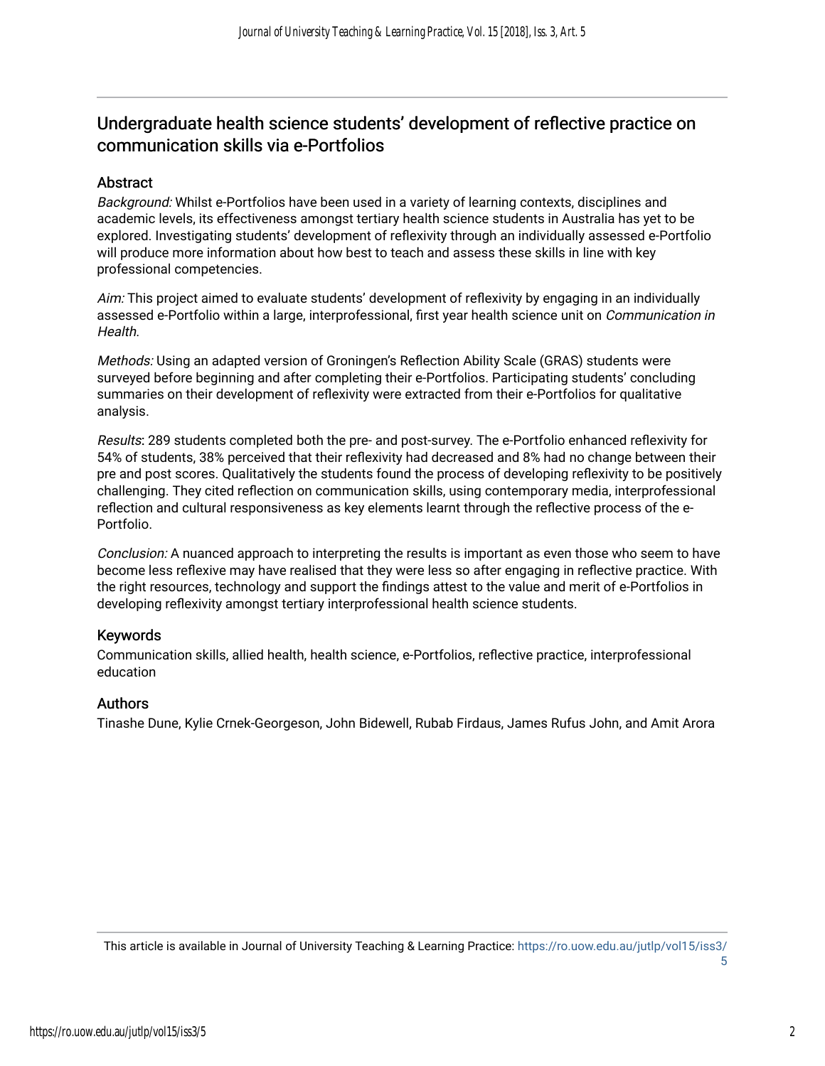# Undergraduate health science students' development of reflective practice on communication skills via e-Portfolios

## Abstract

*Background:* Whilst e-Portfolios have been used in a variety of learning contexts, disciplines and academic levels, its effectiveness amongst tertiary health science students in Australia has yet to be explored. Investigating students' development of reflexivity through an individually assessed e-Portfolio will produce more information about how best to teach and assess these skills in line with key professional competencies.

*Aim:* This project aimed to evaluate students' development of reflexivity by engaging in an individually assessed e-Portfolio within a large, interprofessional, first year health science unit on *Communication in Health.*

*Methods:* Using an adapted version of Groningen's Reflection Ability Scale (GRAS) students were surveyed before beginning and after completing their e-Portfolios. Participating students' concluding summaries on their development of reflexivity were extracted from their e-Portfolios for qualitative analysis.

*Results*: 289 students completed both the pre- and post-survey. The e-Portfolio enhanced reflexivity for 54% of students, 38% perceived that their reflexivity had decreased and 8% had no change between their pre and post scores. Qualitatively the students found the process of developing reflexivity to be positively challenging. They cited reflection on communication skills, using contemporary media, interprofessional reflection and cultural responsiveness as key elements learnt through the reflective process of the e-Portfolio.

*Conclusion:* A nuanced approach to interpreting the results is important as even those who seem to have become less reflexive may have realised that they were less so after engaging in reflective practice. With the right resources, technology and support the findings attest to the value and merit of e-Portfolios in developing reflexivity amongst tertiary interprofessional health science students.

## Keywords

Communication skills, allied health, health science, e-Portfolios, reflective practice, interprofessional education

## Authors

Tinashe Dune, Kylie Crnek-Georgeson, John Bidewell, Rubab Firdaus, James Rufus John, and Amit Arora

This article is available in Journal of University Teaching & Learning Practice: https://ro.uow.edu.au/jutlp/vol15/iss3/5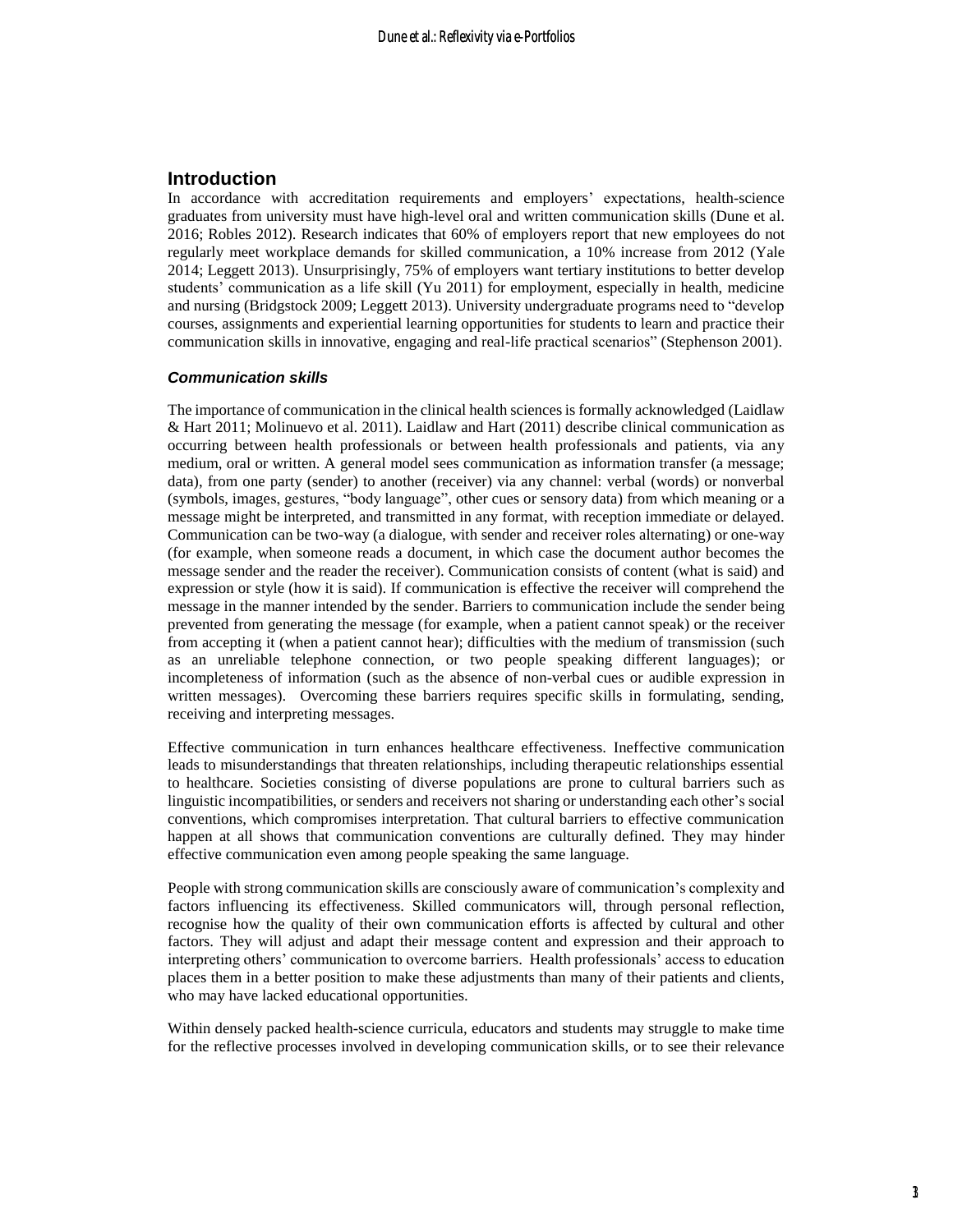## Introduction

In accordance with accreditation requirements and employers' expectations, health-science graduates from university must have high-level oral and written communication skills (Dune et al. 2016; Robles 2012). Research indicates that 60% of employers report that new employees do not regularly meet workplace demands for skilled communication, a 10% increase from 2012 (Yale 2014; Leggett 2013). Unsurprisingly, 75% of employers want tertiary institutions to better develop students' communication as a life skill (Yu 2011) for employment, especially in health, medicine and nursing (Bridgstock 2009; Leggett 2013). University undergraduate programs need to "develop courses, assignments and experiential learning opportunities for students to learn and practice their communication skills in innovative, engaging and real-life practical scenarios" (Stephenson 2001).

### *Communication skills*

The importance of communication in the clinical health sciences is formally acknowledged (Laidlaw & Hart 2011; Molinuevo et al. 2011). Laidlaw and Hart (2011) describe clinical communication as occurring between health professionals or between health professionals and patients, via any medium, oral or written. A general model sees communication as information transfer (a message; data), from one party (sender) to another (receiver) via any channel: verbal (words) or nonverbal (symbols, images, gestures, "body language", other cues or sensory data) from which meaning or a message might be interpreted, and transmitted in any format, with reception immediate or delayed. Communication can be two-way (a dialogue, with sender and receiver roles alternating) or one-way (for example, when someone reads a document, in which case the document author becomes the message sender and the reader the receiver). Communication consists of content (what is said) and expression or style (how it is said). If communication is effective the receiver will comprehend the message in the manner intended by the sender. Barriers to communication include the sender being prevented from generating the message (for example, when a patient cannot speak) or the receiver from accepting it (when a patient cannot hear); difficulties with the medium of transmission (such as an unreliable telephone connection, or two people speaking different languages); or incompleteness of information (such as the absence of non-verbal cues or audible expression in written messages). Overcoming these barriers requires specific skills in formulating, sending, receiving and interpreting messages.

Effective communication in turn enhances healthcare effectiveness. Ineffective communication leads to misunderstandings that threaten relationships, including therapeutic relationships essential to healthcare. Societies consisting of diverse populations are prone to cultural barriers such as linguistic incompatibilities, or senders and receivers not sharing or understanding each other's social conventions, which compromises interpretation. That cultural barriers to effective communication happen at all shows that communication conventions are culturally defined. They may hinder effective communication even among people speaking the same language.

People with strong communication skills are consciously aware of communication's complexity and factors influencing its effectiveness. Skilled communicators will, through personal reflection, recognise how the quality of their own communication efforts is affected by cultural and other factors. They will adjust and adapt their message content and expression and their approach to interpreting others' communication to overcome barriers. Health professionals' access to education places them in a better position to make these adjustments than many of their patients and clients, who may have lacked educational opportunities.

Within densely packed health-science curricula, educators and students may struggle to make time for the reflective processes involved in developing communication skills, or to see their relevance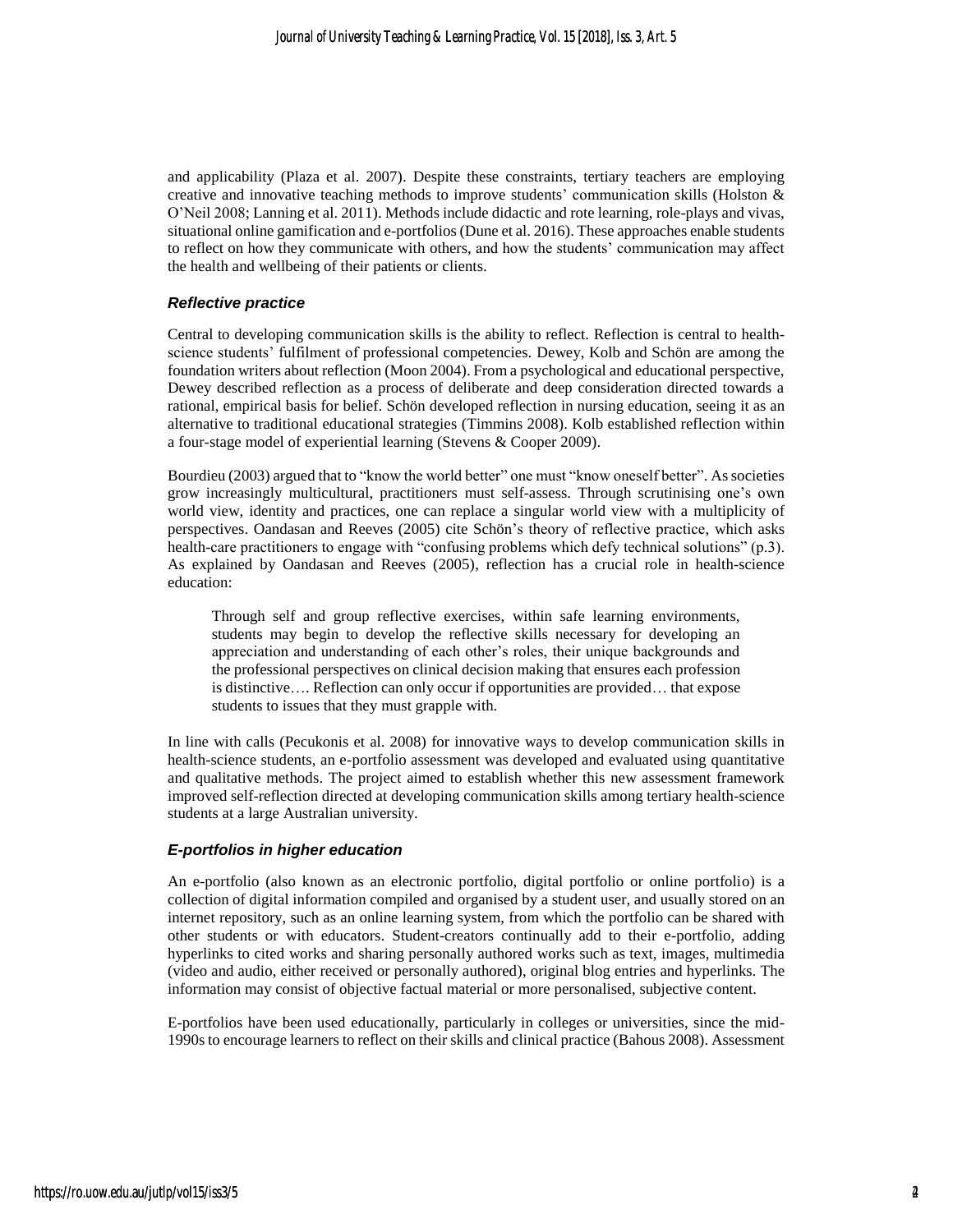and applicability (Plaza et al. 2007). Despite these constraints, tertiary teachers are employing creative and innovative teaching methods to improve students' communication skills (Holston & O'Neil 2008; Lanning et al. 2011). Methods include didactic and rote learning, role-plays and vivas, situational online gamification and e-portfolios (Dune et al. 2016). These approaches enable students to reflect on how they communicate with others, and how the students' communication may affect the health and wellbeing of their patients or clients.

### *Reflective practice*

Central to developing communication skills is the ability to reflect. Reflection is central to health-science students' fulfilment of professional competencies. Dewey, Kolb and Schön are among the foundation writers about reflection (Moon 2004). From a psychological and educational perspective, Dewey described reflection as a process of deliberate and deep consideration directed towards a rational, empirical basis for belief. Schön developed reflection in nursing education, seeing it as an alternative to traditional educational strategies (Timmins 2008). Kolb established reflection within a four-stage model of experiential learning (Stevens & Cooper 2009).

Bourdieu (2003) argued that to "know the world better" one must "know oneself better". As societies grow increasingly multicultural, practitioners must self-assess. Through scrutinising one's own world view, identity and practices, one can replace a singular world view with a multiplicity of perspectives. Oandasan and Reeves (2005) cite Schön's theory of reflective practice, which asks health-care practitioners to engage with "confusing problems which defy technical solutions" (p.3). As explained by Oandasan and Reeves (2005), reflection has a crucial role in health-science education:

> Through self and group reflective exercises, within safe learning environments, students may begin to develop the reflective skills necessary for developing an appreciation and understanding of each other's roles, their unique backgrounds and the professional perspectives on clinical decision making that ensures each profession is distinctive…. Reflection can only occur if opportunities are provided… that expose students to issues that they must grapple with.

In line with calls (Pecukonis et al. 2008) for innovative ways to develop communication skills in health-science students, an e-portfolio assessment was developed and evaluated using quantitative and qualitative methods. The project aimed to establish whether this new assessment framework improved self-reflection directed at developing communication skills among tertiary health-science students at a large Australian university.

### *E-portfolios in higher education*

An e-portfolio (also known as an electronic portfolio, digital portfolio or online portfolio) is a collection of digital information compiled and organised by a student user, and usually stored on an internet repository, such as an online learning system, from which the portfolio can be shared with other students or with educators. Student-creators continually add to their e-portfolio, adding hyperlinks to cited works and sharing personally authored works such as text, images, multimedia (video and audio, either received or personally authored), original blog entries and hyperlinks. The information may consist of objective factual material or more personalised, subjective content.

E-portfolios have been used educationally, particularly in colleges or universities, since the mid-1990s to encourage learners to reflect on their skills and clinical practice (Bahous 2008). Assessment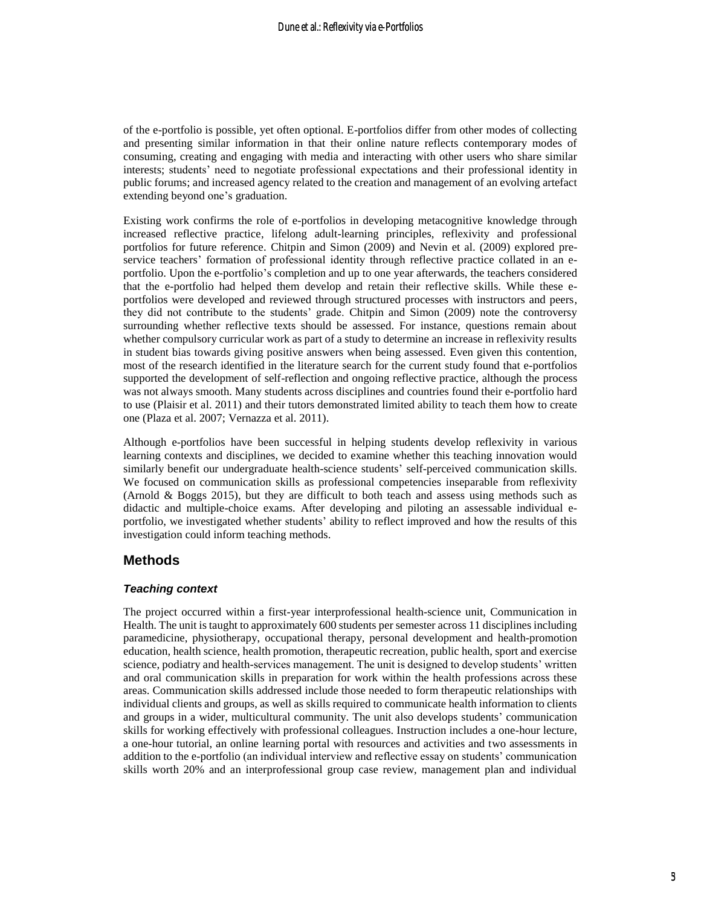of the e-portfolio is possible, yet often optional. E-portfolios differ from other modes of collecting and presenting similar information in that their online nature reflects contemporary modes of consuming, creating and engaging with media and interacting with other users who share similar interests; students' need to negotiate professional expectations and their professional identity in public forums; and increased agency related to the creation and management of an evolving artefact extending beyond one's graduation.

Existing work confirms the role of e-portfolios in developing metacognitive knowledge through increased reflective practice, lifelong adult-learning principles, reflexivity and professional portfolios for future reference. Chitpin and Simon (2009) and Nevin et al. (2009) explored pre-service teachers' formation of professional identity through reflective practice collated in an e-portfolio. Upon the e-portfolio's completion and up to one year afterwards, the teachers considered that the e-portfolio had helped them develop and retain their reflective skills. While these e-portfolios were developed and reviewed through structured processes with instructors and peers, they did not contribute to the students' grade. Chitpin and Simon (2009) note the controversy surrounding whether reflective texts should be assessed. For instance, questions remain about whether compulsory curricular work as part of a study to determine an increase in reflexivity results in student bias towards giving positive answers when being assessed. Even given this contention, most of the research identified in the literature search for the current study found that e-portfolios supported the development of self-reflection and ongoing reflective practice, although the process was not always smooth. Many students across disciplines and countries found their e-portfolio hard to use (Plaisir et al. 2011) and their tutors demonstrated limited ability to teach them how to create one (Plaza et al. 2007; Vernazza et al. 2011).

Although e-portfolios have been successful in helping students develop reflexivity in various learning contexts and disciplines, we decided to examine whether this teaching innovation would similarly benefit our undergraduate health-science students' self-perceived communication skills. We focused on communication skills as professional competencies inseparable from reflexivity (Arnold & Boggs 2015), but they are difficult to both teach and assess using methods such as didactic and multiple-choice exams. After developing and piloting an assessable individual e-portfolio, we investigated whether students' ability to reflect improved and how the results of this investigation could inform teaching methods.

## Methods

### *Teaching context*

The project occurred within a first-year interprofessional health-science unit, Communication in Health. The unit is taught to approximately 600 students per semester across 11 disciplines including paramedicine, physiotherapy, occupational therapy, personal development and health-promotion education, health science, health promotion, therapeutic recreation, public health, sport and exercise science, podiatry and health-services management. The unit is designed to develop students' written and oral communication skills in preparation for work within the health professions across these areas. Communication skills addressed include those needed to form therapeutic relationships with individual clients and groups, as well as skills required to communicate health information to clients and groups in a wider, multicultural community. The unit also develops students' communication skills for working effectively with professional colleagues. Instruction includes a one-hour lecture, a one-hour tutorial, an online learning portal with resources and activities and two assessments in addition to the e-portfolio (an individual interview and reflective essay on students' communication skills worth 20% and an interprofessional group case review, management plan and individual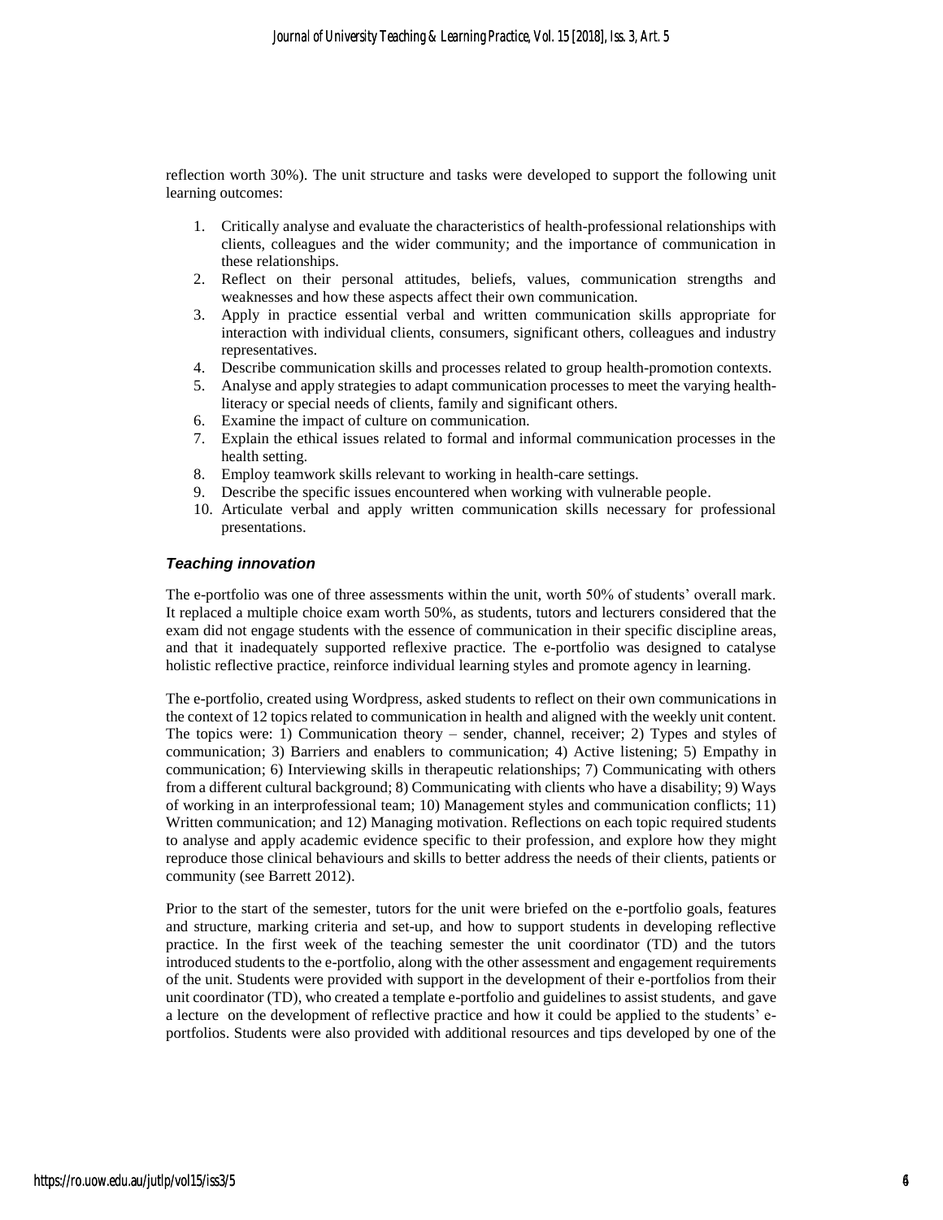reflection worth 30%). The unit structure and tasks were developed to support the following unit learning outcomes:

1. Critically analyse and evaluate the characteristics of health-professional relationships with clients, colleagues and the wider community; and the importance of communication in these relationships.
2. Reflect on their personal attitudes, beliefs, values, communication strengths and weaknesses and how these aspects affect their own communication.
3. Apply in practice essential verbal and written communication skills appropriate for interaction with individual clients, consumers, significant others, colleagues and industry representatives.
4. Describe communication skills and processes related to group health-promotion contexts.
5. Analyse and apply strategies to adapt communication processes to meet the varying health-literacy or special needs of clients, family and significant others.
6. Examine the impact of culture on communication.
7. Explain the ethical issues related to formal and informal communication processes in the health setting.
8. Employ teamwork skills relevant to working in health-care settings.
9. Describe the specific issues encountered when working with vulnerable people.
10. Articulate verbal and apply written communication skills necessary for professional presentations.

### *Teaching innovation*

The e-portfolio was one of three assessments within the unit, worth 50% of students' overall mark. It replaced a multiple choice exam worth 50%, as students, tutors and lecturers considered that the exam did not engage students with the essence of communication in their specific discipline areas, and that it inadequately supported reflexive practice. The e-portfolio was designed to catalyse holistic reflective practice, reinforce individual learning styles and promote agency in learning.

The e-portfolio, created using Wordpress, asked students to reflect on their own communications in the context of 12 topics related to communication in health and aligned with the weekly unit content. The topics were: 1) Communication theory – sender, channel, receiver; 2) Types and styles of communication; 3) Barriers and enablers to communication; 4) Active listening; 5) Empathy in communication; 6) Interviewing skills in therapeutic relationships; 7) Communicating with others from a different cultural background; 8) Communicating with clients who have a disability; 9) Ways of working in an interprofessional team; 10) Management styles and communication conflicts; 11) Written communication; and 12) Managing motivation. Reflections on each topic required students to analyse and apply academic evidence specific to their profession, and explore how they might reproduce those clinical behaviours and skills to better address the needs of their clients, patients or community (see Barrett 2012).

Prior to the start of the semester, tutors for the unit were briefed on the e-portfolio goals, features and structure, marking criteria and set-up, and how to support students in developing reflective practice. In the first week of the teaching semester the unit coordinator (TD) and the tutors introduced students to the e-portfolio, along with the other assessment and engagement requirements of the unit. Students were provided with support in the development of their e-portfolios from their unit coordinator (TD), who created a template e-portfolio and guidelines to assist students, and gave a lecture on the development of reflective practice and how it could be applied to the students' e-portfolios. Students were also provided with additional resources and tips developed by one of the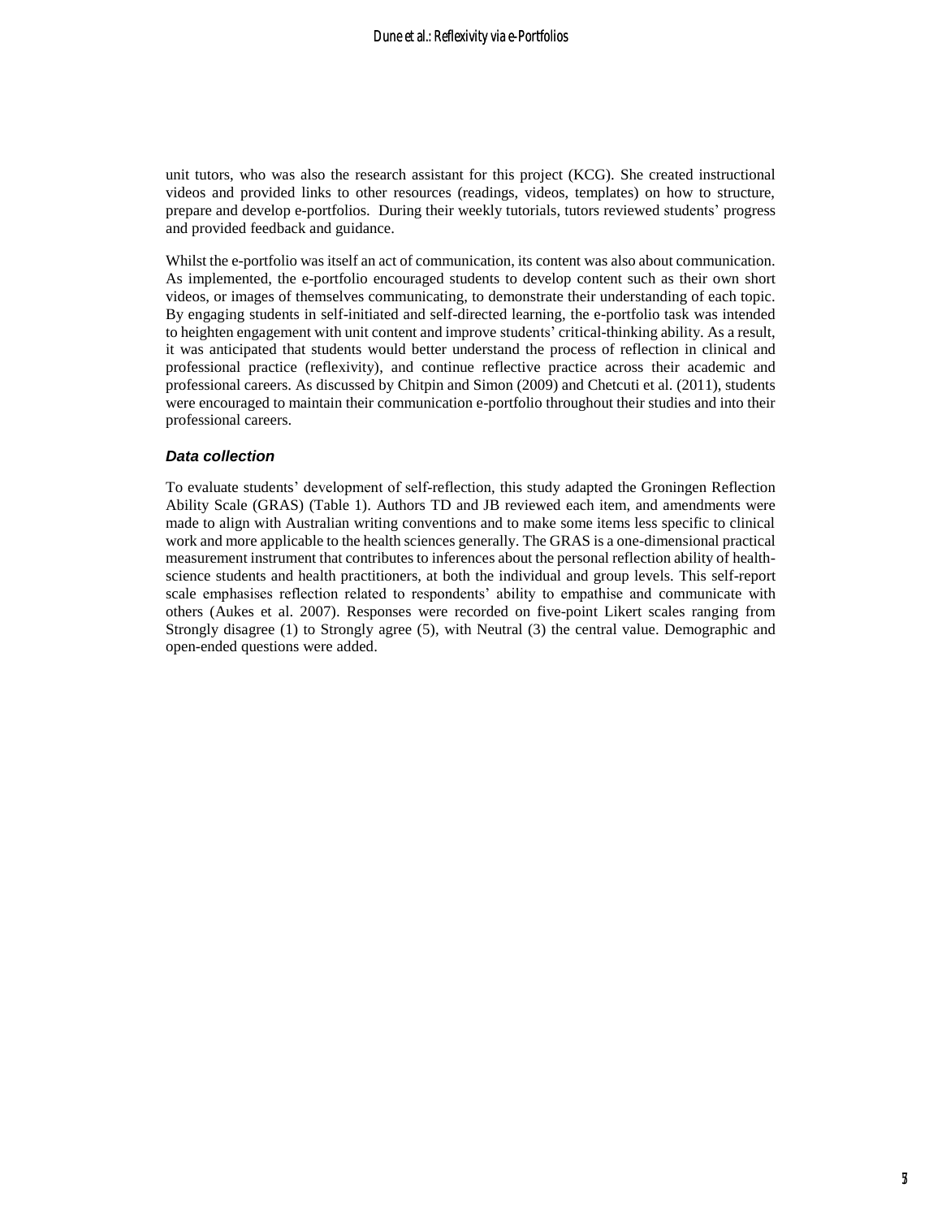unit tutors, who was also the research assistant for this project (KCG). She created instructional videos and provided links to other resources (readings, videos, templates) on how to structure, prepare and develop e-portfolios. During their weekly tutorials, tutors reviewed students' progress and provided feedback and guidance.

Whilst the e-portfolio was itself an act of communication, its content was also about communication. As implemented, the e-portfolio encouraged students to develop content such as their own short videos, or images of themselves communicating, to demonstrate their understanding of each topic. By engaging students in self-initiated and self-directed learning, the e-portfolio task was intended to heighten engagement with unit content and improve students' critical-thinking ability. As a result, it was anticipated that students would better understand the process of reflection in clinical and professional practice (reflexivity), and continue reflective practice across their academic and professional careers. As discussed by Chitpin and Simon (2009) and Chetcuti et al. (2011), students were encouraged to maintain their communication e-portfolio throughout their studies and into their professional careers.

### *Data collection*

To evaluate students' development of self-reflection, this study adapted the Groningen Reflection Ability Scale (GRAS) (Table 1). Authors TD and JB reviewed each item, and amendments were made to align with Australian writing conventions and to make some items less specific to clinical work and more applicable to the health sciences generally. The GRAS is a one-dimensional practical measurement instrument that contributes to inferences about the personal reflection ability of health-science students and health practitioners, at both the individual and group levels. This self-report scale emphasises reflection related to respondents' ability to empathise and communicate with others (Aukes et al. 2007). Responses were recorded on five-point Likert scales ranging from Strongly disagree (1) to Strongly agree (5), with Neutral (3) the central value. Demographic and open-ended questions were added.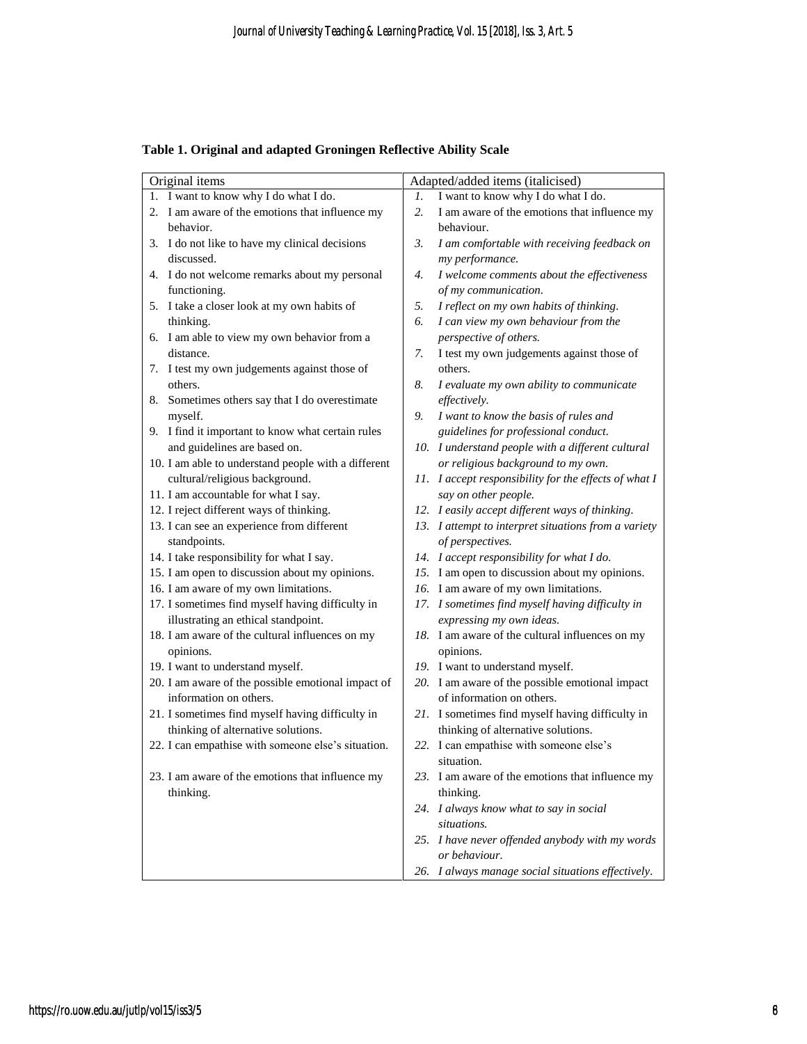**Table 1. Original and adapted Groningen Reflective Ability Scale**

| Original items | Adapted/added items (italicised) |
|---|---|
| 1. I want to know why I do what I do. | 1. I want to know why I do what I do. |
| 2. I am aware of the emotions that influence my behavior. | 2. I am aware of the emotions that influence my behaviour. |
| 3. I do not like to have my clinical decisions discussed. | 3. *I am comfortable with receiving feedback on my performance.* |
| 4. I do not welcome remarks about my personal functioning. | 4. *I welcome comments about the effectiveness of my communication.* |
| 5. I take a closer look at my own habits of thinking. | 5. *I reflect on my own habits of thinking.* |
| 6. I am able to view my own behavior from a distance. | 6. *I can view my own behaviour from the perspective of others.* |
| 7. I test my own judgements against those of others. | 7. I test my own judgements against those of others. |
| 8. Sometimes others say that I do overestimate myself. | 8. *I evaluate my own ability to communicate effectively.* |
| 9. I find it important to know what certain rules and guidelines are based on. | 9. *I want to know the basis of rules and guidelines for professional conduct.* |
| 10. I am able to understand people with a different cultural/religious background. | 10. *I understand people with a different cultural or religious background to my own.* |
| 11. I am accountable for what I say. | 11. *I accept responsibility for the effects of what I say on other people.* |
| 12. I reject different ways of thinking. | 12. *I easily accept different ways of thinking.* |
| 13. I can see an experience from different standpoints. | 13. *I attempt to interpret situations from a variety of perspectives.* |
| 14. I take responsibility for what I say. | 14. *I accept responsibility for what I do.* |
| 15. I am open to discussion about my opinions. | 15. I am open to discussion about my opinions. |
| 16. I am aware of my own limitations. | 16. I am aware of my own limitations. |
| 17. I sometimes find myself having difficulty in illustrating an ethical standpoint. | 17. *I sometimes find myself having difficulty in expressing my own ideas.* |
| 18. I am aware of the cultural influences on my opinions. | 18. I am aware of the cultural influences on my opinions. |
| 19. I want to understand myself. | 19. I want to understand myself. |
| 20. I am aware of the possible emotional impact of information on others. | 20. I am aware of the possible emotional impact of information on others. |
| 21. I sometimes find myself having difficulty in thinking of alternative solutions. | 21. I sometimes find myself having difficulty in thinking of alternative solutions. |
| 22. I can empathise with someone else's situation. | 22. I can empathise with someone else's situation. |
| 23. I am aware of the emotions that influence my thinking. | 23. I am aware of the emotions that influence my thinking. |
| | 24. *I always know what to say in social situations.* |
| | 25. *I have never offended anybody with my words or behaviour.* |
| | 26. *I always manage social situations effectively.* |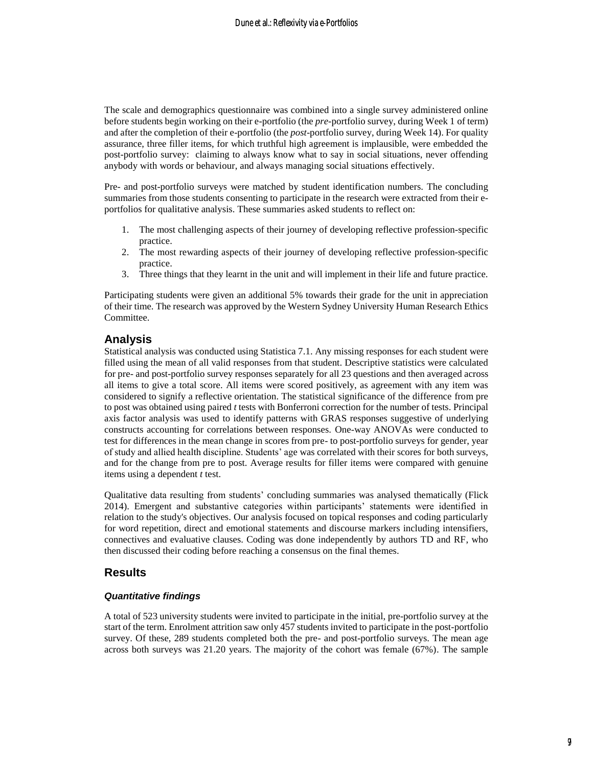The scale and demographics questionnaire was combined into a single survey administered online before students begin working on their e-portfolio (the *pre*-portfolio survey, during Week 1 of term) and after the completion of their e-portfolio (the *post*-portfolio survey, during Week 14). For quality assurance, three filler items, for which truthful high agreement is implausible, were embedded the post-portfolio survey: claiming to always know what to say in social situations, never offending anybody with words or behaviour, and always managing social situations effectively.

Pre- and post-portfolio surveys were matched by student identification numbers. The concluding summaries from those students consenting to participate in the research were extracted from their e-portfolios for qualitative analysis. These summaries asked students to reflect on:

1. The most challenging aspects of their journey of developing reflective profession-specific practice.
2. The most rewarding aspects of their journey of developing reflective profession-specific practice.
3. Three things that they learnt in the unit and will implement in their life and future practice.

Participating students were given an additional 5% towards their grade for the unit in appreciation of their time. The research was approved by the Western Sydney University Human Research Ethics Committee.

## Analysis

Statistical analysis was conducted using Statistica 7.1. Any missing responses for each student were filled using the mean of all valid responses from that student. Descriptive statistics were calculated for pre- and post-portfolio survey responses separately for all 23 questions and then averaged across all items to give a total score. All items were scored positively, as agreement with any item was considered to signify a reflective orientation. The statistical significance of the difference from pre to post was obtained using paired *t* tests with Bonferroni correction for the number of tests. Principal axis factor analysis was used to identify patterns with GRAS responses suggestive of underlying constructs accounting for correlations between responses. One-way ANOVAs were conducted to test for differences in the mean change in scores from pre- to post-portfolio surveys for gender, year of study and allied health discipline. Students' age was correlated with their scores for both surveys, and for the change from pre to post. Average results for filler items were compared with genuine items using a dependent *t* test.

Qualitative data resulting from students' concluding summaries was analysed thematically (Flick 2014). Emergent and substantive categories within participants' statements were identified in relation to the study's objectives. Our analysis focused on topical responses and coding particularly for word repetition, direct and emotional statements and discourse markers including intensifiers, connectives and evaluative clauses. Coding was done independently by authors TD and RF, who then discussed their coding before reaching a consensus on the final themes.

## Results

### *Quantitative findings*

A total of 523 university students were invited to participate in the initial, pre-portfolio survey at the start of the term. Enrolment attrition saw only 457 students invited to participate in the post-portfolio survey. Of these, 289 students completed both the pre- and post-portfolio surveys. The mean age across both surveys was 21.20 years. The majority of the cohort was female (67%). The sample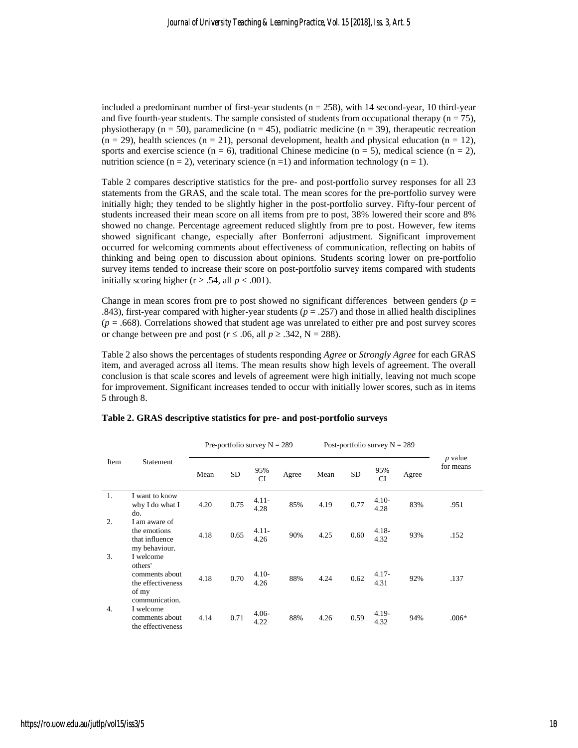included a predominant number of first-year students (n = 258), with 14 second-year, 10 third-year and five fourth-year students. The sample consisted of students from occupational therapy (n = 75), physiotherapy (n = 50), paramedicine (n = 45), podiatric medicine (n = 39), therapeutic recreation (n = 29), health sciences (n = 21), personal development, health and physical education (n = 12), sports and exercise science (n = 6), traditional Chinese medicine (n = 5), medical science (n = 2), nutrition science (n = 2), veterinary science (n =1) and information technology (n = 1).

Table 2 compares descriptive statistics for the pre- and post-portfolio survey responses for all 23 statements from the GRAS, and the scale total. The mean scores for the pre-portfolio survey were initially high; they tended to be slightly higher in the post-portfolio survey. Fifty-four percent of students increased their mean score on all items from pre to post, 38% lowered their score and 8% showed no change. Percentage agreement reduced slightly from pre to post. However, few items showed significant change, especially after Bonferroni adjustment. Significant improvement occurred for welcoming comments about effectiveness of communication, reflecting on habits of thinking and being open to discussion about opinions. Students scoring lower on pre-portfolio survey items tended to increase their score on post-portfolio survey items compared with students initially scoring higher ($r \geq .54$, all $p < .001$).

Change in mean scores from pre to post showed no significant differences between genders ($p$ = .843), first-year compared with higher-year students ($p$ = .257) and those in allied health disciplines ($p$ = .668). Correlations showed that student age was unrelated to either pre and post survey scores or change between pre and post ($r \leq .06$, all $p \geq .342$, N = 288).

Table 2 also shows the percentages of students responding *Agree* or *Strongly Agree* for each GRAS item, and averaged across all items. The mean results show high levels of agreement. The overall conclusion is that scale scores and levels of agreement were high initially, leaving not much scope for improvement. Significant increases tended to occur with initially lower scores, such as in items 5 through 8.

**Table 2. GRAS descriptive statistics for pre- and post-portfolio surveys**

| Item | Statement | Pre-portfolio survey N = 289 | | | | Post-portfolio survey N = 289 | | | | *p* value for means |
|---|---|---|---|---|---|---|---|---|---|---|
| | | Mean | SD | 95% CI | Agree | Mean | SD | 95% CI | Agree | |
| 1. | I want to know why I do what I do. | 4.20 | 0.75 | 4.11-4.28 | 85% | 4.19 | 0.77 | 4.10-4.28 | 83% | .951 |
| 2. | I am aware of the emotions that influence my behaviour. | 4.18 | 0.65 | 4.11-4.26 | 90% | 4.25 | 0.60 | 4.18-4.32 | 93% | .152 |
| 3. | I welcome others' comments about the effectiveness of my communication. | 4.18 | 0.70 | 4.10-4.26 | 88% | 4.24 | 0.62 | 4.17-4.31 | 92% | .137 |
| 4. | I welcome comments about the effectiveness | 4.14 | 0.71 | 4.06-4.22 | 88% | 4.26 | 0.59 | 4.19-4.32 | 94% | .006* |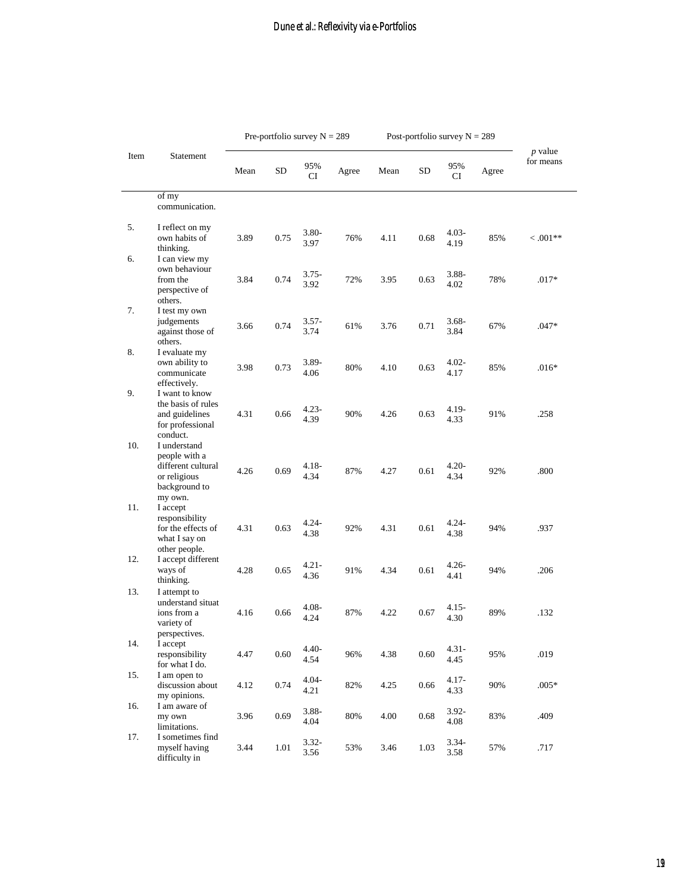| Item | Statement | Pre-portfolio survey N = 289 | | | | Post-portfolio survey N = 289 | | | | *p* value for means |
|---|---|---|---|---|---|---|---|---|---|---|
| | | Mean | SD | 95% CI | Agree | Mean | SD | 95% CI | Agree | |
| | of my communication. | | | | | | | | | |
| 5. | I reflect on my own habits of thinking. | 3.89 | 0.75 | 3.80-3.97 | 76% | 4.11 | 0.68 | 4.03-4.19 | 85% | < .001** |
| 6. | I can view my own behaviour from the perspective of others. | 3.84 | 0.74 | 3.75-3.92 | 72% | 3.95 | 0.63 | 3.88-4.02 | 78% | .017* |
| 7. | I test my own judgements against those of others. | 3.66 | 0.74 | 3.57-3.74 | 61% | 3.76 | 0.71 | 3.68-3.84 | 67% | .047* |
| 8. | I evaluate my own ability to communicate effectively. | 3.98 | 0.73 | 3.89-4.06 | 80% | 4.10 | 0.63 | 4.02-4.17 | 85% | .016* |
| 9. | I want to know the basis of rules and guidelines for professional conduct. | 4.31 | 0.66 | 4.23-4.39 | 90% | 4.26 | 0.63 | 4.19-4.33 | 91% | .258 |
| 10. | I understand people with a different cultural or religious background to my own. | 4.26 | 0.69 | 4.18-4.34 | 87% | 4.27 | 0.61 | 4.20-4.34 | 92% | .800 |
| 11. | I accept responsibility for the effects of what I say on other people. | 4.31 | 0.63 | 4.24-4.38 | 92% | 4.31 | 0.61 | 4.24-4.38 | 94% | .937 |
| 12. | I accept different ways of thinking. | 4.28 | 0.65 | 4.21-4.36 | 91% | 4.34 | 0.61 | 4.26-4.41 | 94% | .206 |
| 13. | I attempt to understand situat ions from a variety of perspectives. | 4.16 | 0.66 | 4.08-4.24 | 87% | 4.22 | 0.67 | 4.15-4.30 | 89% | .132 |
| 14. | I accept responsibility for what I do. | 4.47 | 0.60 | 4.40-4.54 | 96% | 4.38 | 0.60 | 4.31-4.45 | 95% | .019 |
| 15. | I am open to discussion about my opinions. | 4.12 | 0.74 | 4.04-4.21 | 82% | 4.25 | 0.66 | 4.17-4.33 | 90% | .005* |
| 16. | I am aware of my own limitations. | 3.96 | 0.69 | 3.88-4.04 | 80% | 4.00 | 0.68 | 3.92-4.08 | 83% | .409 |
| 17. | I sometimes find myself having difficulty in | 3.44 | 1.01 | 3.32-3.56 | 53% | 3.46 | 1.03 | 3.34-3.58 | 57% | .717 |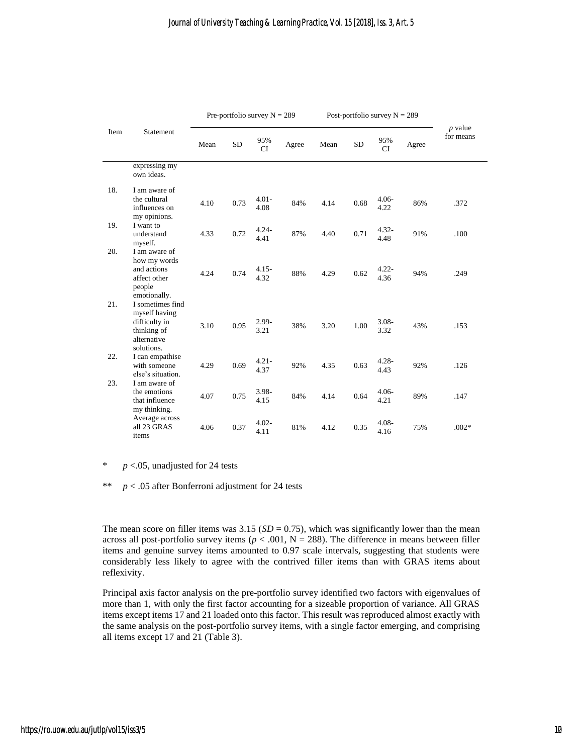| Item | Statement | Pre-portfolio survey N = 289 | | | | Post-portfolio survey N = 289 | | | | *p* value for means |
|---|---|---|---|---|---|---|---|---|---|---|
| | | Mean | SD | 95% CI | Agree | Mean | SD | 95% CI | Agree | |
| | expressing my own ideas. | | | | | | | | | |
| 18. | I am aware of the cultural influences on my opinions. | 4.10 | 0.73 | 4.01-4.08 | 84% | 4.14 | 0.68 | 4.06-4.22 | 86% | .372 |
| 19. | I want to understand myself. | 4.33 | 0.72 | 4.24-4.41 | 87% | 4.40 | 0.71 | 4.32-4.48 | 91% | .100 |
| 20. | I am aware of how my words and actions affect other people emotionally. | 4.24 | 0.74 | 4.15-4.32 | 88% | 4.29 | 0.62 | 4.22-4.36 | 94% | .249 |
| 21. | I sometimes find myself having difficulty in thinking of alternative solutions. | 3.10 | 0.95 | 2.99-3.21 | 38% | 3.20 | 1.00 | 3.08-3.32 | 43% | .153 |
| 22. | I can empathise with someone else's situation. | 4.29 | 0.69 | 4.21-4.37 | 92% | 4.35 | 0.63 | 4.28-4.43 | 92% | .126 |
| 23. | I am aware of the emotions that influence my thinking. | 4.07 | 0.75 | 3.98-4.15 | 84% | 4.14 | 0.64 | 4.06-4.21 | 89% | .147 |
| | Average across all 23 GRAS items | 4.06 | 0.37 | 4.02-4.11 | 81% | 4.12 | 0.35 | 4.08-4.16 | 75% | .002* |

\* $p < .05$, unadjusted for 24 tests

\*\* $p < .05$ after Bonferroni adjustment for 24 tests

The mean score on filler items was 3.15 ($SD = 0.75$), which was significantly lower than the mean across all post-portfolio survey items ($p < .001$, N = 288). The difference in means between filler items and genuine survey items amounted to 0.97 scale intervals, suggesting that students were considerably less likely to agree with the contrived filler items than with GRAS items about reflexivity.

Principal axis factor analysis on the pre-portfolio survey identified two factors with eigenvalues of more than 1, with only the first factor accounting for a sizeable proportion of variance. All GRAS items except items 17 and 21 loaded onto this factor. This result was reproduced almost exactly with the same analysis on the post-portfolio survey items, with a single factor emerging, and comprising all items except 17 and 21 (Table 3).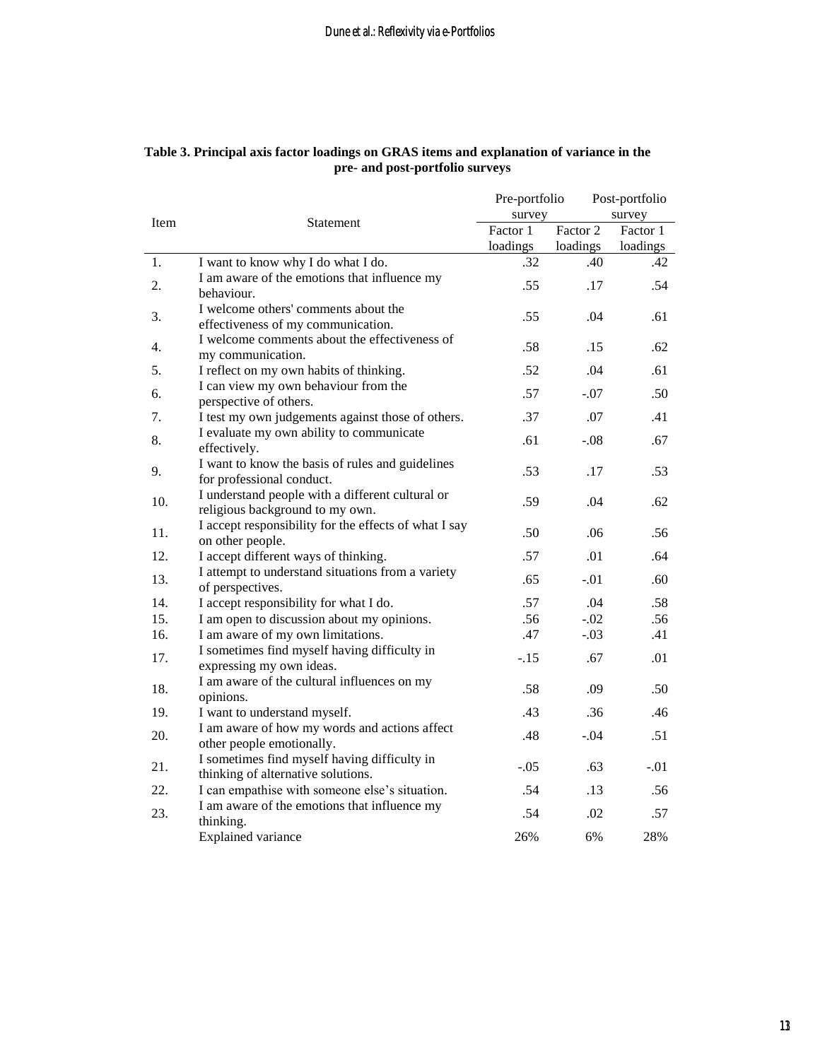**Table 3. Principal axis factor loadings on GRAS items and explanation of variance in the pre- and post-portfolio surveys**

| Item | Statement | Pre-portfolio survey | | Post-portfolio survey |
|---|---|---|---|---|
| | | Factor 1 loadings | Factor 2 loadings | Factor 1 loadings |
| 1. | I want to know why I do what I do. | .32 | .40 | .42 |
| 2. | I am aware of the emotions that influence my behaviour. | .55 | .17 | .54 |
| 3. | I welcome others' comments about the effectiveness of my communication. | .55 | .04 | .61 |
| 4. | I welcome comments about the effectiveness of my communication. | .58 | .15 | .62 |
| 5. | I reflect on my own habits of thinking. | .52 | .04 | .61 |
| 6. | I can view my own behaviour from the perspective of others. | .57 | -.07 | .50 |
| 7. | I test my own judgements against those of others. | .37 | .07 | .41 |
| 8. | I evaluate my own ability to communicate effectively. | .61 | -.08 | .67 |
| 9. | I want to know the basis of rules and guidelines for professional conduct. | .53 | .17 | .53 |
| 10. | I understand people with a different cultural or religious background to my own. | .59 | .04 | .62 |
| 11. | I accept responsibility for the effects of what I say on other people. | .50 | .06 | .56 |
| 12. | I accept different ways of thinking. | .57 | .01 | .64 |
| 13. | I attempt to understand situations from a variety of perspectives. | .65 | -.01 | .60 |
| 14. | I accept responsibility for what I do. | .57 | .04 | .58 |
| 15. | I am open to discussion about my opinions. | .56 | -.02 | .56 |
| 16. | I am aware of my own limitations. | .47 | -.03 | .41 |
| 17. | I sometimes find myself having difficulty in expressing my own ideas. | -.15 | .67 | .01 |
| 18. | I am aware of the cultural influences on my opinions. | .58 | .09 | .50 |
| 19. | I want to understand myself. | .43 | .36 | .46 |
| 20. | I am aware of how my words and actions affect other people emotionally. | .48 | -.04 | .51 |
| 21. | I sometimes find myself having difficulty in thinking of alternative solutions. | -.05 | .63 | -.01 |
| 22. | I can empathise with someone else's situation. | .54 | .13 | .56 |
| 23. | I am aware of the emotions that influence my thinking. | .54 | .02 | .57 |
| | Explained variance | 26% | 6% | 28% |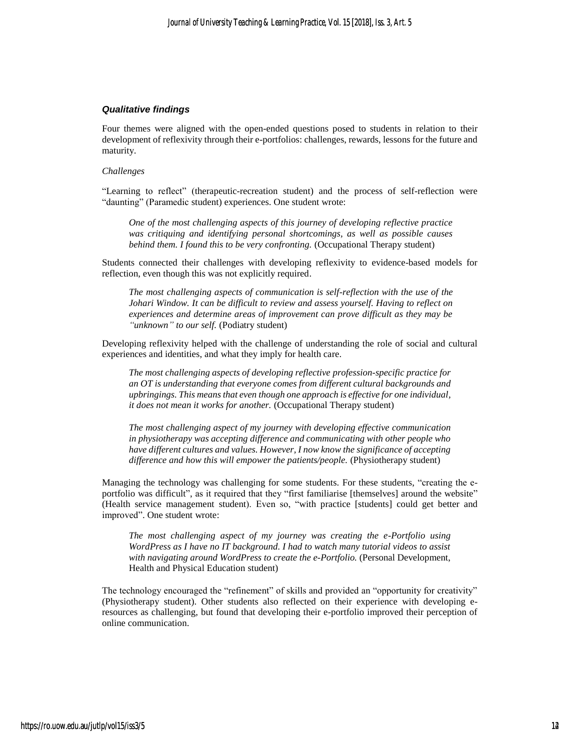### *Qualitative findings*

Four themes were aligned with the open-ended questions posed to students in relation to their development of reflexivity through their e-portfolios: challenges, rewards, lessons for the future and maturity.

*Challenges*

"Learning to reflect" (therapeutic-recreation student) and the process of self-reflection were "daunting" (Paramedic student) experiences. One student wrote:

> *One of the most challenging aspects of this journey of developing reflective practice was critiquing and identifying personal shortcomings, as well as possible causes behind them. I found this to be very confronting.* (Occupational Therapy student)

Students connected their challenges with developing reflexivity to evidence-based models for reflection, even though this was not explicitly required.

> *The most challenging aspects of communication is self-reflection with the use of the Johari Window. It can be difficult to review and assess yourself. Having to reflect on experiences and determine areas of improvement can prove difficult as they may be "unknown" to our self.* (Podiatry student)

Developing reflexivity helped with the challenge of understanding the role of social and cultural experiences and identities, and what they imply for health care.

> *The most challenging aspects of developing reflective profession-specific practice for an OT is understanding that everyone comes from different cultural backgrounds and upbringings. This means that even though one approach is effective for one individual, it does not mean it works for another.* (Occupational Therapy student)

> *The most challenging aspect of my journey with developing effective communication in physiotherapy was accepting difference and communicating with other people who have different cultures and values. However, I now know the significance of accepting difference and how this will empower the patients/people.* (Physiotherapy student)

Managing the technology was challenging for some students. For these students, "creating the e-portfolio was difficult", as it required that they "first familiarise [themselves] around the website" (Health service management student). Even so, "with practice [students] could get better and improved". One student wrote:

> *The most challenging aspect of my journey was creating the e-Portfolio using WordPress as I have no IT background. I had to watch many tutorial videos to assist with navigating around WordPress to create the e-Portfolio.* (Personal Development, Health and Physical Education student)

The technology encouraged the "refinement" of skills and provided an "opportunity for creativity" (Physiotherapy student). Other students also reflected on their experience with developing e-resources as challenging, but found that developing their e-portfolio improved their perception of online communication.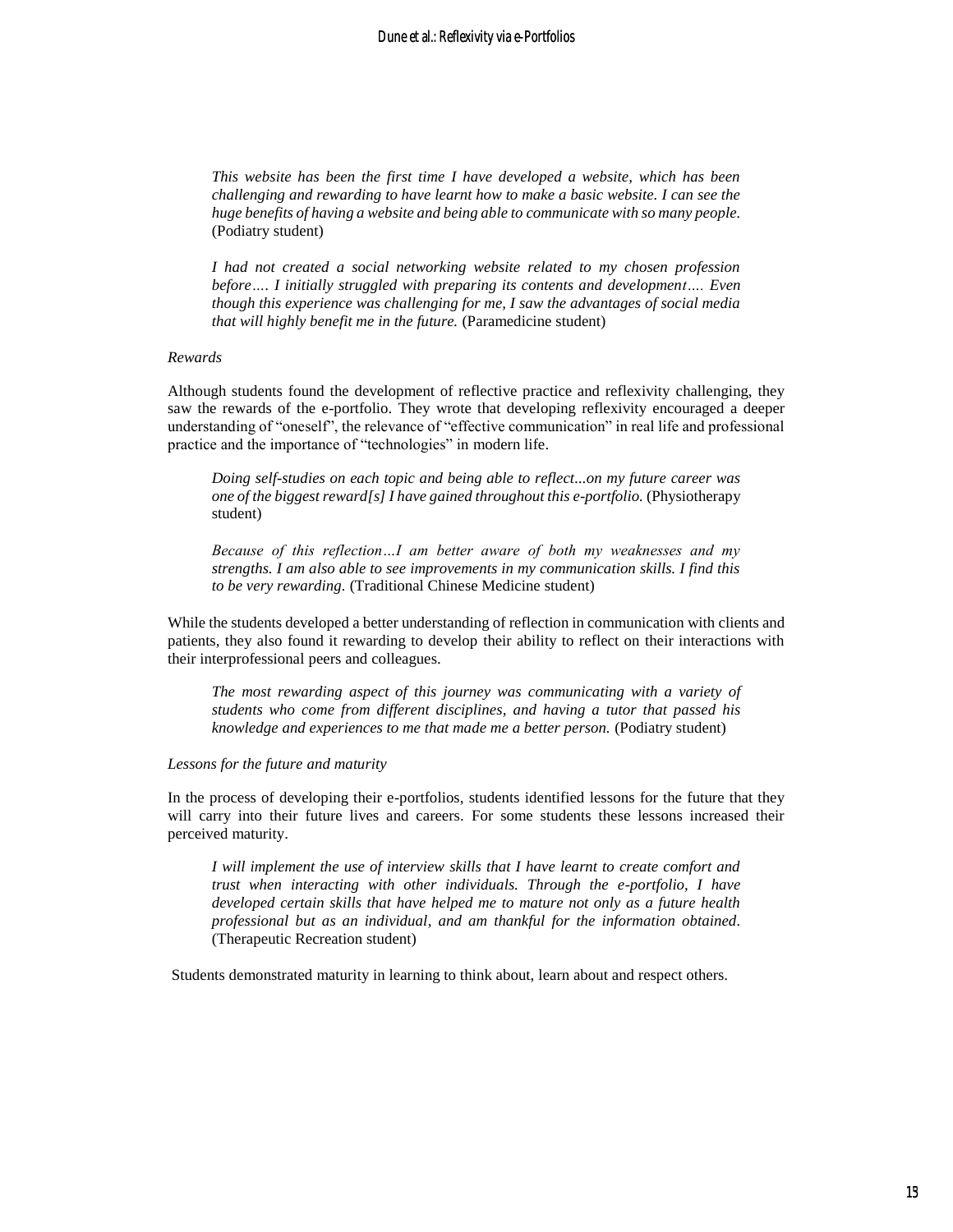> *This website has been the first time I have developed a website, which has been challenging and rewarding to have learnt how to make a basic website. I can see the huge benefits of having a website and being able to communicate with so many people.* (Podiatry student)

> *I had not created a social networking website related to my chosen profession before…. I initially struggled with preparing its contents and development…. Even though this experience was challenging for me, I saw the advantages of social media that will highly benefit me in the future.* (Paramedicine student)

*Rewards*

Although students found the development of reflective practice and reflexivity challenging, they saw the rewards of the e-portfolio. They wrote that developing reflexivity encouraged a deeper understanding of "oneself", the relevance of "effective communication" in real life and professional practice and the importance of "technologies" in modern life.

> *Doing self-studies on each topic and being able to reflect...on my future career was one of the biggest reward[s] I have gained throughout this e-portfolio.* (Physiotherapy student)

> *Because of this reflection…I am better aware of both my weaknesses and my strengths. I am also able to see improvements in my communication skills. I find this to be very rewarding.* (Traditional Chinese Medicine student)

While the students developed a better understanding of reflection in communication with clients and patients, they also found it rewarding to develop their ability to reflect on their interactions with their interprofessional peers and colleagues.

> *The most rewarding aspect of this journey was communicating with a variety of students who come from different disciplines, and having a tutor that passed his knowledge and experiences to me that made me a better person.* (Podiatry student)

*Lessons for the future and maturity*

In the process of developing their e-portfolios, students identified lessons for the future that they will carry into their future lives and careers. For some students these lessons increased their perceived maturity.

> *I will implement the use of interview skills that I have learnt to create comfort and trust when interacting with other individuals. Through the e-portfolio, I have developed certain skills that have helped me to mature not only as a future health professional but as an individual, and am thankful for the information obtained.* (Therapeutic Recreation student)

Students demonstrated maturity in learning to think about, learn about and respect others.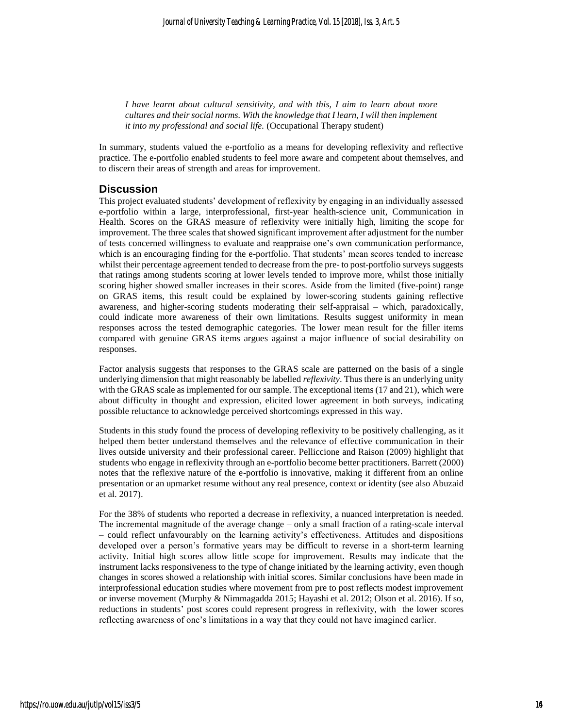*I have learnt about cultural sensitivity, and with this, I aim to learn about more cultures and their social norms. With the knowledge that I learn, I will then implement it into my professional and social life.* (Occupational Therapy student)

In summary, students valued the e-portfolio as a means for developing reflexivity and reflective practice. The e-portfolio enabled students to feel more aware and competent about themselves, and to discern their areas of strength and areas for improvement.

## Discussion

This project evaluated students' development of reflexivity by engaging in an individually assessed e-portfolio within a large, interprofessional, first-year health-science unit, Communication in Health. Scores on the GRAS measure of reflexivity were initially high, limiting the scope for improvement. The three scales that showed significant improvement after adjustment for the number of tests concerned willingness to evaluate and reappraise one's own communication performance, which is an encouraging finding for the e-portfolio. That students' mean scores tended to increase whilst their percentage agreement tended to decrease from the pre- to post-portfolio surveys suggests that ratings among students scoring at lower levels tended to improve more, whilst those initially scoring higher showed smaller increases in their scores. Aside from the limited (five-point) range on GRAS items, this result could be explained by lower-scoring students gaining reflective awareness, and higher-scoring students moderating their self-appraisal – which, paradoxically, could indicate more awareness of their own limitations. Results suggest uniformity in mean responses across the tested demographic categories. The lower mean result for the filler items compared with genuine GRAS items argues against a major influence of social desirability on responses.

Factor analysis suggests that responses to the GRAS scale are patterned on the basis of a single underlying dimension that might reasonably be labelled *reflexivity*. Thus there is an underlying unity with the GRAS scale as implemented for our sample. The exceptional items (17 and 21), which were about difficulty in thought and expression, elicited lower agreement in both surveys, indicating possible reluctance to acknowledge perceived shortcomings expressed in this way.

Students in this study found the process of developing reflexivity to be positively challenging, as it helped them better understand themselves and the relevance of effective communication in their lives outside university and their professional career. Pelliccione and Raison (2009) highlight that students who engage in reflexivity through an e-portfolio become better practitioners. Barrett (2000) notes that the reflexive nature of the e-portfolio is innovative, making it different from an online presentation or an upmarket resume without any real presence, context or identity (see also Abuzaid et al. 2017).

For the 38% of students who reported a decrease in reflexivity, a nuanced interpretation is needed. The incremental magnitude of the average change – only a small fraction of a rating-scale interval – could reflect unfavourably on the learning activity's effectiveness. Attitudes and dispositions developed over a person's formative years may be difficult to reverse in a short-term learning activity. Initial high scores allow little scope for improvement. Results may indicate that the instrument lacks responsiveness to the type of change initiated by the learning activity, even though changes in scores showed a relationship with initial scores. Similar conclusions have been made in interprofessional education studies where movement from pre to post reflects modest improvement or inverse movement (Murphy & Nimmagadda 2015; Hayashi et al. 2012; Olson et al. 2016). If so, reductions in students' post scores could represent progress in reflexivity, with the lower scores reflecting awareness of one's limitations in a way that they could not have imagined earlier.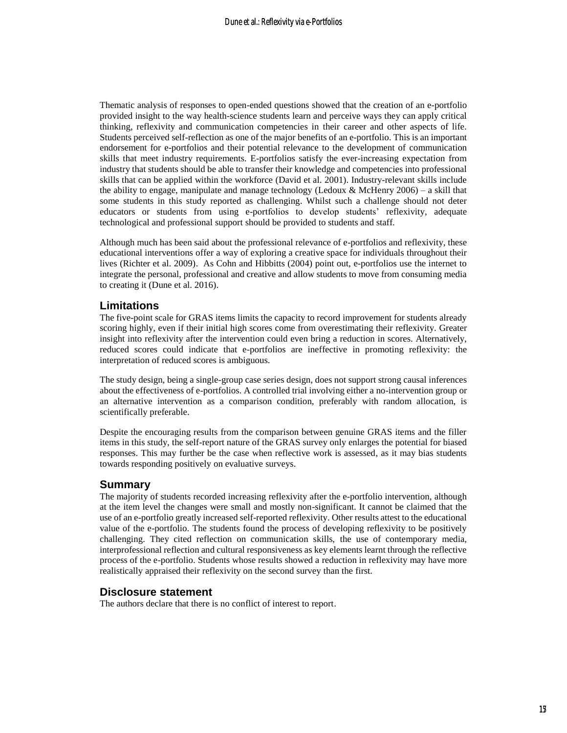Thematic analysis of responses to open-ended questions showed that the creation of an e-portfolio provided insight to the way health-science students learn and perceive ways they can apply critical thinking, reflexivity and communication competencies in their career and other aspects of life. Students perceived self-reflection as one of the major benefits of an e-portfolio. This is an important endorsement for e-portfolios and their potential relevance to the development of communication skills that meet industry requirements. E-portfolios satisfy the ever-increasing expectation from industry that students should be able to transfer their knowledge and competencies into professional skills that can be applied within the workforce (David et al. 2001). Industry-relevant skills include the ability to engage, manipulate and manage technology (Ledoux & McHenry 2006) – a skill that some students in this study reported as challenging. Whilst such a challenge should not deter educators or students from using e-portfolios to develop students' reflexivity, adequate technological and professional support should be provided to students and staff.

Although much has been said about the professional relevance of e-portfolios and reflexivity, these educational interventions offer a way of exploring a creative space for individuals throughout their lives (Richter et al. 2009). As Cohn and Hibbitts (2004) point out, e-portfolios use the internet to integrate the personal, professional and creative and allow students to move from consuming media to creating it (Dune et al. 2016).

## Limitations

The five-point scale for GRAS items limits the capacity to record improvement for students already scoring highly, even if their initial high scores come from overestimating their reflexivity. Greater insight into reflexivity after the intervention could even bring a reduction in scores. Alternatively, reduced scores could indicate that e-portfolios are ineffective in promoting reflexivity: the interpretation of reduced scores is ambiguous.

The study design, being a single-group case series design, does not support strong causal inferences about the effectiveness of e-portfolios. A controlled trial involving either a no-intervention group or an alternative intervention as a comparison condition, preferably with random allocation, is scientifically preferable.

Despite the encouraging results from the comparison between genuine GRAS items and the filler items in this study, the self-report nature of the GRAS survey only enlarges the potential for biased responses. This may further be the case when reflective work is assessed, as it may bias students towards responding positively on evaluative surveys.

## Summary

The majority of students recorded increasing reflexivity after the e-portfolio intervention, although at the item level the changes were small and mostly non-significant. It cannot be claimed that the use of an e-portfolio greatly increased self-reported reflexivity. Other results attest to the educational value of the e-portfolio. The students found the process of developing reflexivity to be positively challenging. They cited reflection on communication skills, the use of contemporary media, interprofessional reflection and cultural responsiveness as key elements learnt through the reflective process of the e-portfolio. Students whose results showed a reduction in reflexivity may have more realistically appraised their reflexivity on the second survey than the first.

## Disclosure statement

The authors declare that there is no conflict of interest to report.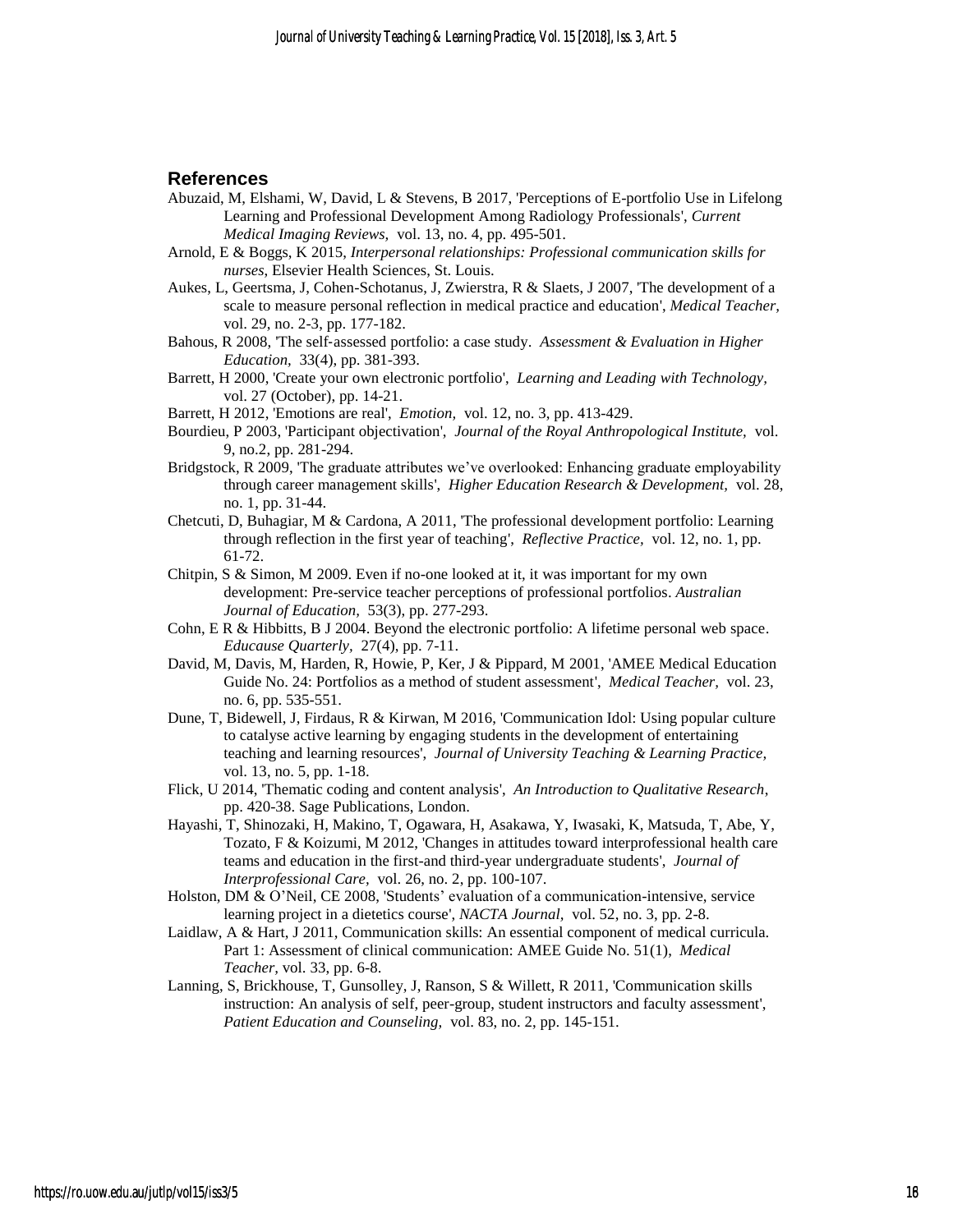## References

Abuzaid, M, Elshami, W, David, L & Stevens, B 2017, 'Perceptions of E-portfolio Use in Lifelong Learning and Professional Development Among Radiology Professionals', *Current Medical Imaging Reviews,* vol. 13, no. 4, pp. 495-501.

Arnold, E & Boggs, K 2015, *Interpersonal relationships: Professional communication skills for nurses*, Elsevier Health Sciences, St. Louis.

Aukes, L, Geertsma, J, Cohen-Schotanus, J, Zwierstra, R & Slaets, J 2007, 'The development of a scale to measure personal reflection in medical practice and education', *Medical Teacher,* vol. 29, no. 2-3, pp. 177-182.

Bahous, R 2008, 'The self-assessed portfolio: a case study. *Assessment & Evaluation in Higher Education,* 33(4), pp. 381-393.

Barrett, H 2000, 'Create your own electronic portfolio', *Learning and Leading with Technology,* vol. 27 (October), pp. 14-21.

Barrett, H 2012, 'Emotions are real', *Emotion,* vol. 12, no. 3, pp. 413-429.

Bourdieu, P 2003, 'Participant objectivation', *Journal of the Royal Anthropological Institute,* vol. 9, no.2, pp. 281-294.

Bridgstock, R 2009, 'The graduate attributes we've overlooked: Enhancing graduate employability through career management skills', *Higher Education Research & Development,* vol. 28, no. 1, pp. 31-44.

Chetcuti, D, Buhagiar, M & Cardona, A 2011, 'The professional development portfolio: Learning through reflection in the first year of teaching', *Reflective Practice,* vol. 12, no. 1, pp. 61-72.

Chitpin, S & Simon, M 2009. Even if no-one looked at it, it was important for my own development: Pre-service teacher perceptions of professional portfolios. *Australian Journal of Education,* 53(3), pp. 277-293.

Cohn, E R & Hibbitts, B J 2004. Beyond the electronic portfolio: A lifetime personal web space. *Educause Quarterly,* 27(4), pp. 7-11.

David, M, Davis, M, Harden, R, Howie, P, Ker, J & Pippard, M 2001, 'AMEE Medical Education Guide No. 24: Portfolios as a method of student assessment', *Medical Teacher,* vol. 23, no. 6, pp. 535-551.

Dune, T, Bidewell, J, Firdaus, R & Kirwan, M 2016, 'Communication Idol: Using popular culture to catalyse active learning by engaging students in the development of entertaining teaching and learning resources', *Journal of University Teaching & Learning Practice,* vol. 13, no. 5, pp. 1-18.

Flick, U 2014, 'Thematic coding and content analysis', *An Introduction to Qualitative Research*, pp. 420-38. Sage Publications, London.

Hayashi, T, Shinozaki, H, Makino, T, Ogawara, H, Asakawa, Y, Iwasaki, K, Matsuda, T, Abe, Y, Tozato, F & Koizumi, M 2012, 'Changes in attitudes toward interprofessional health care teams and education in the first-and third-year undergraduate students', *Journal of Interprofessional Care,* vol. 26, no. 2, pp. 100-107.

Holston, DM & O'Neil, CE 2008, 'Students' evaluation of a communication-intensive, service learning project in a dietetics course', *NACTA Journal,* vol. 52, no. 3, pp. 2-8.

Laidlaw, A & Hart, J 2011, Communication skills: An essential component of medical curricula. Part 1: Assessment of clinical communication: AMEE Guide No. 51(1), *Medical Teacher,* vol. 33, pp. 6-8.

Lanning, S, Brickhouse, T, Gunsolley, J, Ranson, S & Willett, R 2011, 'Communication skills instruction: An analysis of self, peer-group, student instructors and faculty assessment', *Patient Education and Counseling,* vol. 83, no. 2, pp. 145-151.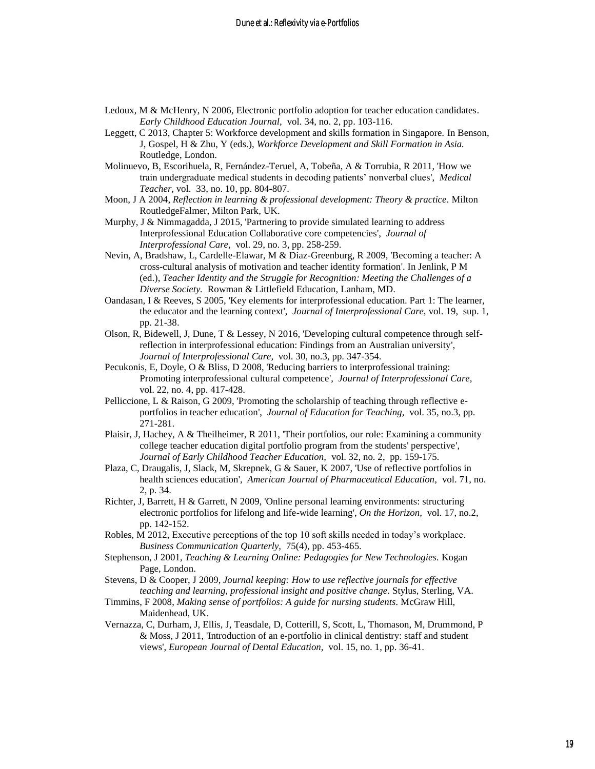Ledoux, M & McHenry, N 2006, Electronic portfolio adoption for teacher education candidates. *Early Childhood Education Journal,* vol. 34, no. 2, pp. 103-116.

Leggett, C 2013, Chapter 5: Workforce development and skills formation in Singapore. In Benson, J, Gospel, H & Zhu, Y (eds.), *Workforce Development and Skill Formation in Asia.* Routledge, London.

Molinuevo, B, Escorihuela, R, Fernández-Teruel, A, Tobeña, A & Torrubia, R 2011, 'How we train undergraduate medical students in decoding patients' nonverbal clues', *Medical Teacher,* vol. 33, no. 10, pp. 804-807.

Moon, J A 2004, *Reflection in learning & professional development: Theory & practice*. Milton RoutledgeFalmer, Milton Park, UK.

Murphy, J & Nimmagadda, J 2015, 'Partnering to provide simulated learning to address Interprofessional Education Collaborative core competencies', *Journal of Interprofessional Care,* vol. 29, no. 3, pp. 258-259.

Nevin, A, Bradshaw, L, Cardelle-Elawar, M & Diaz-Greenburg, R 2009, 'Becoming a teacher: A cross-cultural analysis of motivation and teacher identity formation'. In Jenlink, P M (ed.), *Teacher Identity and the Struggle for Recognition: Meeting the Challenges of a Diverse Society.* Rowman & Littlefield Education, Lanham, MD.

Oandasan, I & Reeves, S 2005, 'Key elements for interprofessional education. Part 1: The learner, the educator and the learning context', *Journal of Interprofessional Care,* vol. 19, sup. 1, pp. 21-38.

Olson, R, Bidewell, J, Dune, T & Lessey, N 2016, 'Developing cultural competence through self-reflection in interprofessional education: Findings from an Australian university', *Journal of Interprofessional Care,* vol. 30, no.3, pp. 347-354.

Pecukonis, E, Doyle, O & Bliss, D 2008, 'Reducing barriers to interprofessional training: Promoting interprofessional cultural competence', *Journal of Interprofessional Care,* vol. 22, no. 4, pp. 417-428.

Pelliccione, L & Raison, G 2009, 'Promoting the scholarship of teaching through reflective e-portfolios in teacher education', *Journal of Education for Teaching,* vol. 35, no.3, pp. 271-281.

Plaisir, J, Hachey, A & Theilheimer, R 2011, 'Their portfolios, our role: Examining a community college teacher education digital portfolio program from the students' perspective', *Journal of Early Childhood Teacher Education,* vol. 32, no. 2, pp. 159-175.

Plaza, C, Draugalis, J, Slack, M, Skrepnek, G & Sauer, K 2007, 'Use of reflective portfolios in health sciences education', *American Journal of Pharmaceutical Education,* vol. 71, no. 2, p. 34.

Richter, J, Barrett, H & Garrett, N 2009, 'Online personal learning environments: structuring electronic portfolios for lifelong and life-wide learning', *On the Horizon,* vol. 17, no.2, pp. 142-152.

Robles, M 2012, Executive perceptions of the top 10 soft skills needed in today's workplace. *Business Communication Quarterly,* 75(4), pp. 453-465.

Stephenson, J 2001, *Teaching & Learning Online: Pedagogies for New Technologies*. Kogan Page, London.

Stevens, D & Cooper, J 2009, *Journal keeping: How to use reflective journals for effective teaching and learning, professional insight and positive change.* Stylus, Sterling, VA.

Timmins, F 2008, *Making sense of portfolios: A guide for nursing students*. McGraw Hill, Maidenhead, UK.

Vernazza, C, Durham, J, Ellis, J, Teasdale, D, Cotterill, S, Scott, L, Thomason, M, Drummond, P & Moss, J 2011, 'Introduction of an e-portfolio in clinical dentistry: staff and student views', *European Journal of Dental Education,* vol. 15, no. 1, pp. 36-41.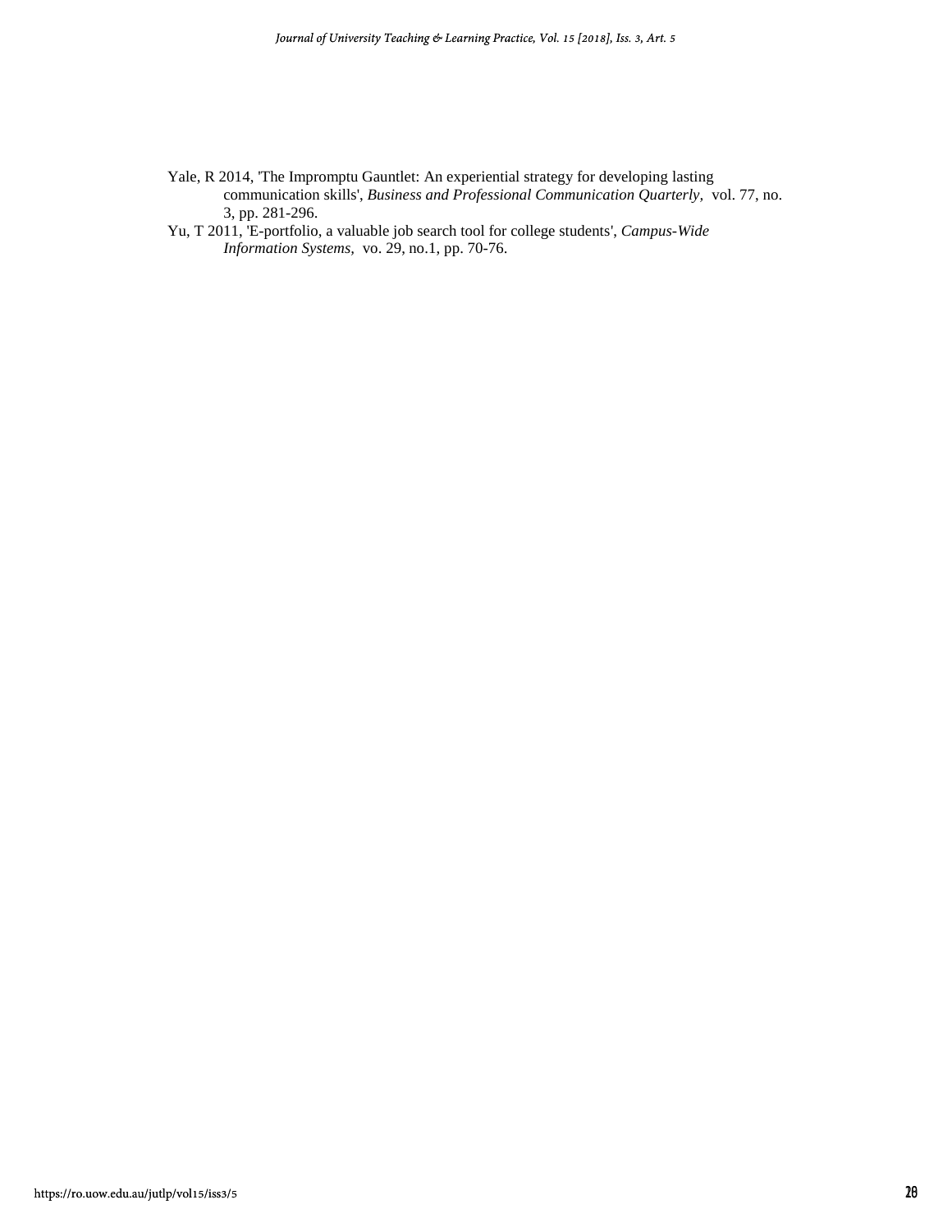Yale, R 2014, 'The Impromptu Gauntlet: An experiential strategy for developing lasting communication skills', *Business and Professional Communication Quarterly,* vol. 77, no. 3, pp. 281-296.

Yu, T 2011, 'E-portfolio, a valuable job search tool for college students', *Campus-Wide Information Systems,* vo. 29, no.1, pp. 70-76.